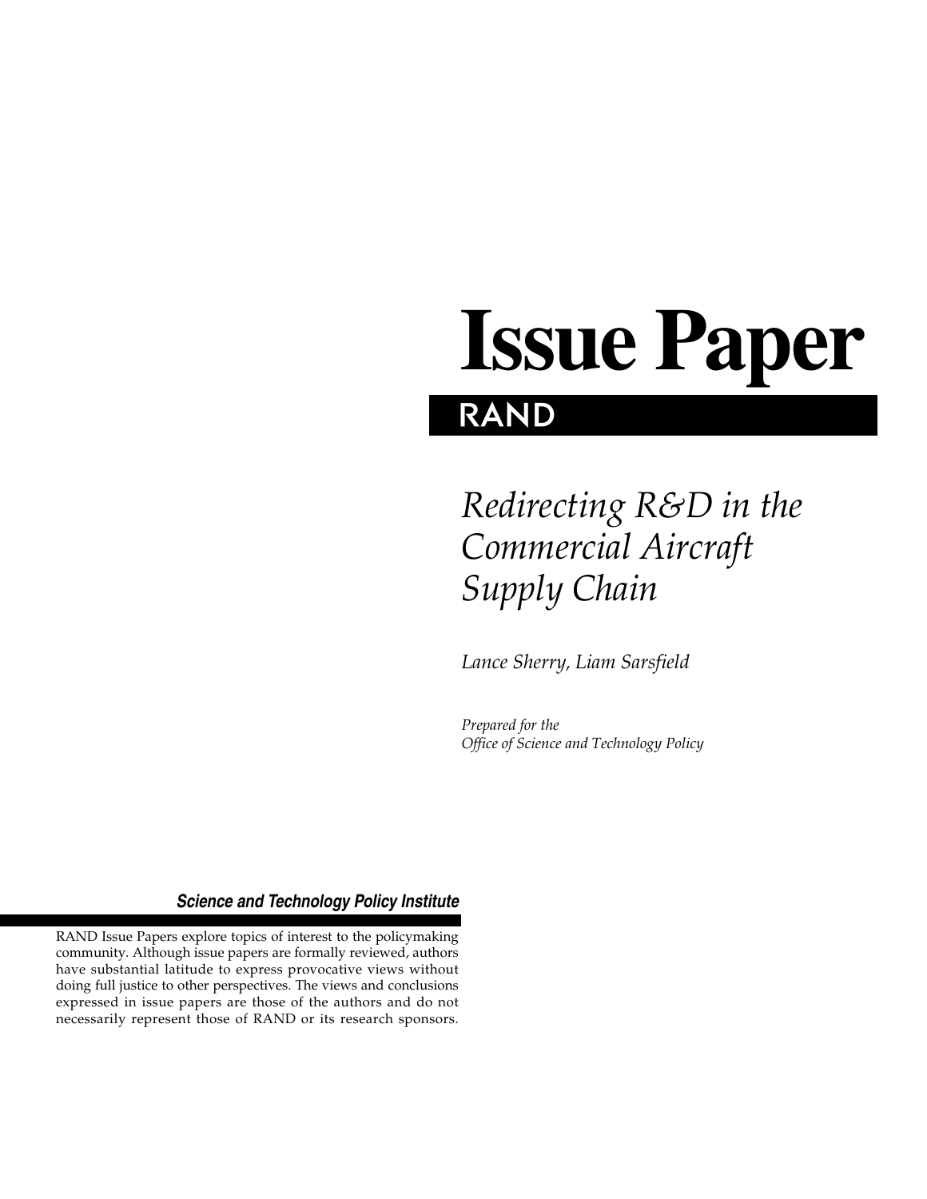# Issue Paper

**RAND**

## *Redirecting R&D in the Commercial Aircraft Supply Chain*

*Lance Sherry, Liam Sarsfield*

*Prepared for the*
*Office of Science and Technology Policy*

***Science and Technology Policy Institute***

RAND Issue Papers explore topics of interest to the policymaking community. Although issue papers are formally reviewed, authors have substantial latitude to express provocative views without doing full justice to other perspectives. The views and conclusions expressed in issue papers are those of the authors and do not necessarily represent those of RAND or its research sponsors.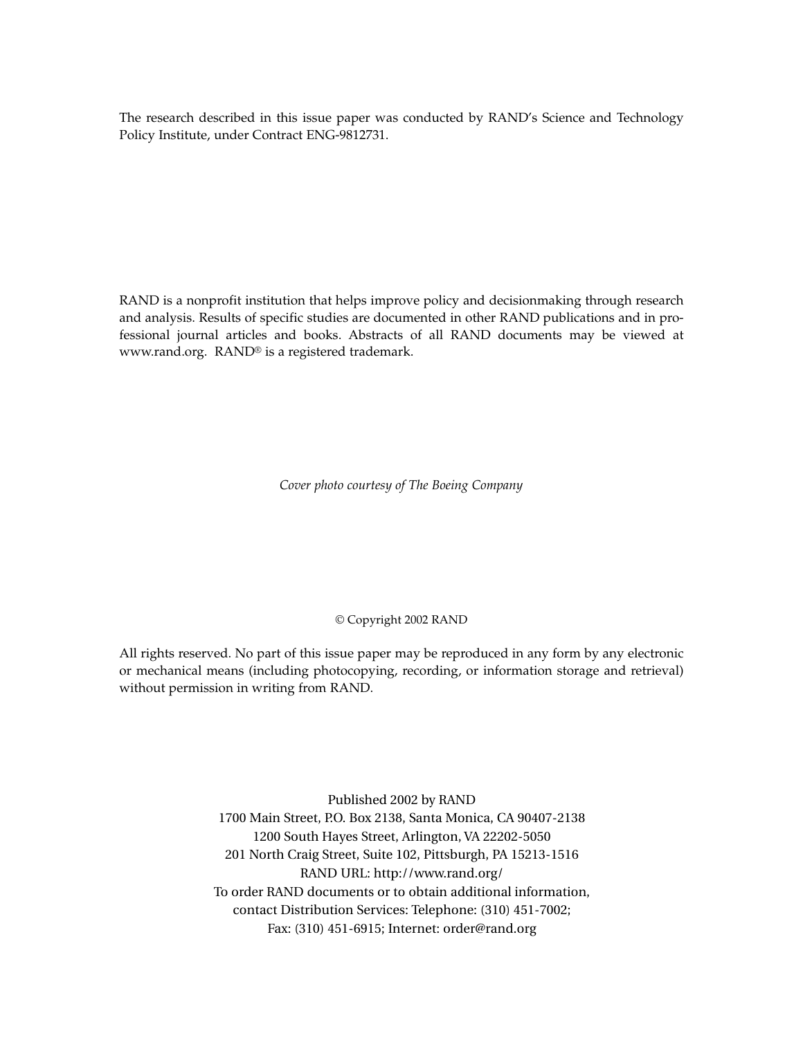The research described in this issue paper was conducted by RAND's Science and Technology Policy Institute, under Contract ENG-9812731.

RAND is a nonprofit institution that helps improve policy and decisionmaking through research and analysis. Results of specific studies are documented in other RAND publications and in professional journal articles and books. Abstracts of all RAND documents may be viewed at www.rand.org. RAND® is a registered trademark.

*Cover photo courtesy of The Boeing Company*

© Copyright 2002 RAND

All rights reserved. No part of this issue paper may be reproduced in any form by any electronic or mechanical means (including photocopying, recording, or information storage and retrieval) without permission in writing from RAND.

Published 2002 by RAND
1700 Main Street, P.O. Box 2138, Santa Monica, CA 90407-2138
1200 South Hayes Street, Arlington, VA 22202-5050
201 North Craig Street, Suite 102, Pittsburgh, PA 15213-1516
RAND URL: http://www.rand.org/
To order RAND documents or to obtain additional information, contact Distribution Services: Telephone: (310) 451-7002; Fax: (310) 451-6915; Internet: order@rand.org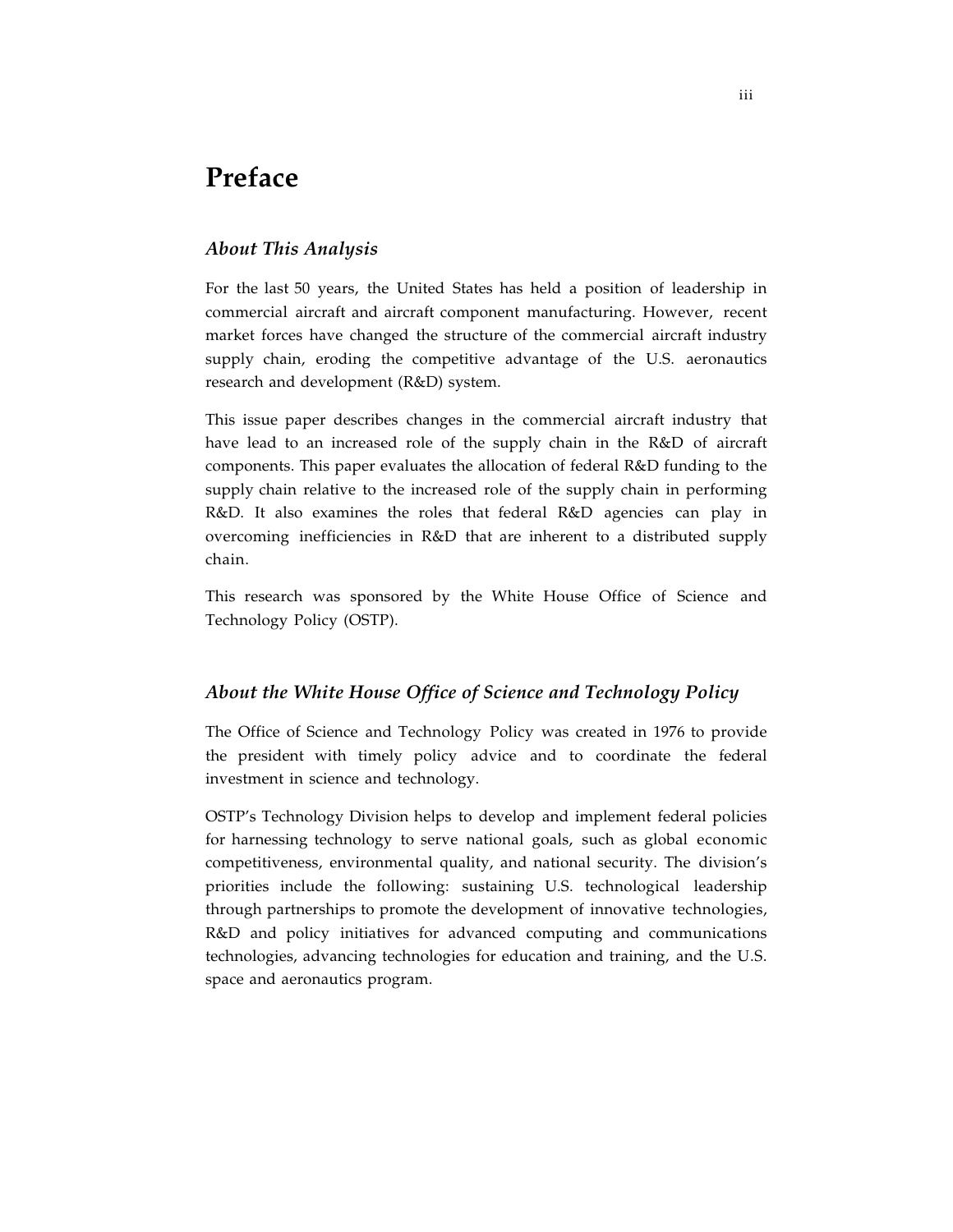# Preface

## *About This Analysis*

For the last 50 years, the United States has held a position of leadership in commercial aircraft and aircraft component manufacturing. However, recent market forces have changed the structure of the commercial aircraft industry supply chain, eroding the competitive advantage of the U.S. aeronautics research and development (R&D) system.

This issue paper describes changes in the commercial aircraft industry that have lead to an increased role of the supply chain in the R&D of aircraft components. This paper evaluates the allocation of federal R&D funding to the supply chain relative to the increased role of the supply chain in performing R&D. It also examines the roles that federal R&D agencies can play in overcoming inefficiencies in R&D that are inherent to a distributed supply chain.

This research was sponsored by the White House Office of Science and Technology Policy (OSTP).

## *About the White House Office of Science and Technology Policy*

The Office of Science and Technology Policy was created in 1976 to provide the president with timely policy advice and to coordinate the federal investment in science and technology.

OSTP's Technology Division helps to develop and implement federal policies for harnessing technology to serve national goals, such as global economic competitiveness, environmental quality, and national security. The division's priorities include the following: sustaining U.S. technological leadership through partnerships to promote the development of innovative technologies, R&D and policy initiatives for advanced computing and communications technologies, advancing technologies for education and training, and the U.S. space and aeronautics program.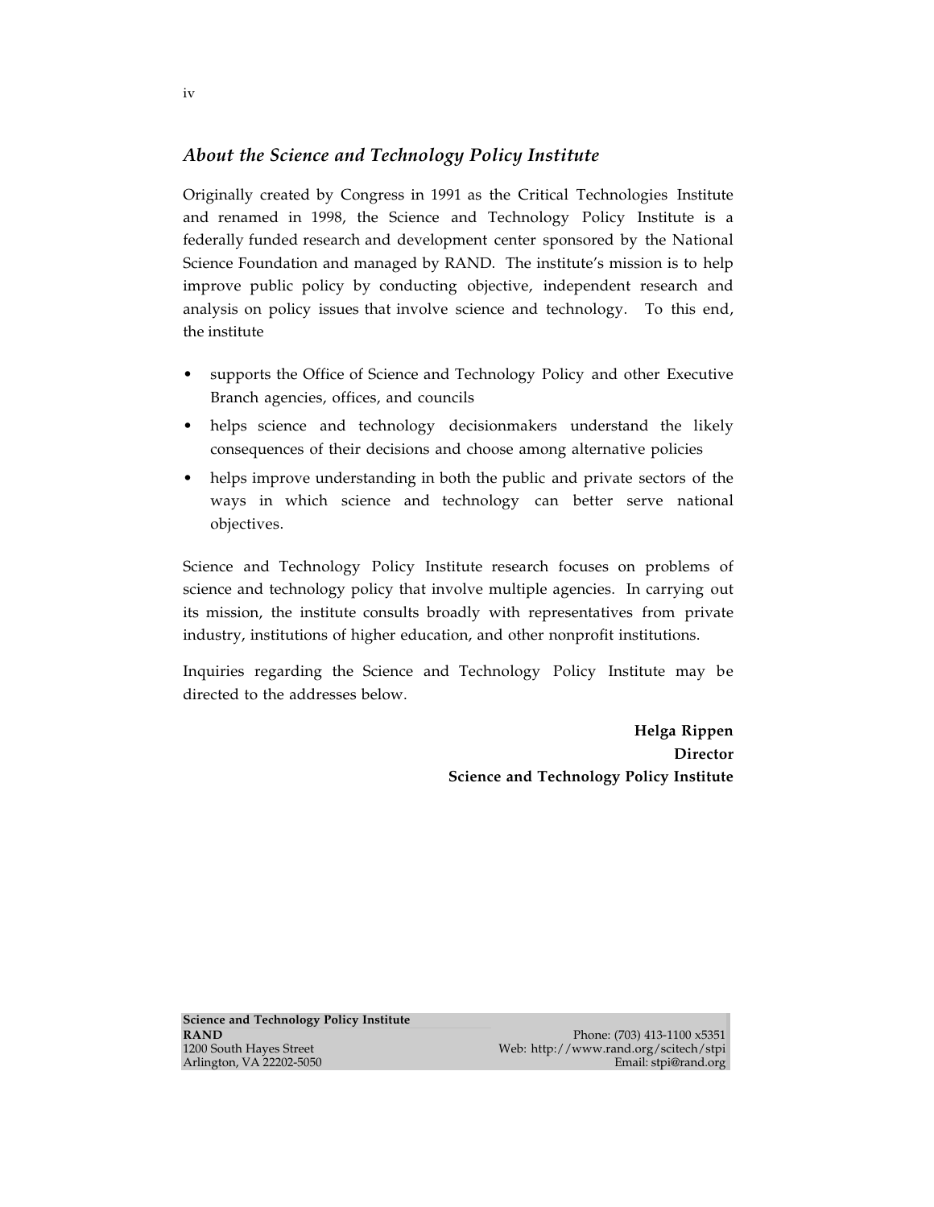## *About the Science and Technology Policy Institute*

Originally created by Congress in 1991 as the Critical Technologies Institute and renamed in 1998, the Science and Technology Policy Institute is a federally funded research and development center sponsored by the National Science Foundation and managed by RAND. The institute's mission is to help improve public policy by conducting objective, independent research and analysis on policy issues that involve science and technology. To this end, the institute

- supports the Office of Science and Technology Policy and other Executive Branch agencies, offices, and councils
- helps science and technology decisionmakers understand the likely consequences of their decisions and choose among alternative policies
- helps improve understanding in both the public and private sectors of the ways in which science and technology can better serve national objectives.

Science and Technology Policy Institute research focuses on problems of science and technology policy that involve multiple agencies. In carrying out its mission, the institute consults broadly with representatives from private industry, institutions of higher education, and other nonprofit institutions.

Inquiries regarding the Science and Technology Policy Institute may be directed to the addresses below.

**Helga Rippen**
**Director**
**Science and Technology Policy Institute**

**Science and Technology Policy Institute**
**RAND**
1200 South Hayes Street
Arlington, VA 22202-5050

Phone: (703) 413-1100 x5351
Web: http://www.rand.org/scitech/stpi
Email: stpi@rand.org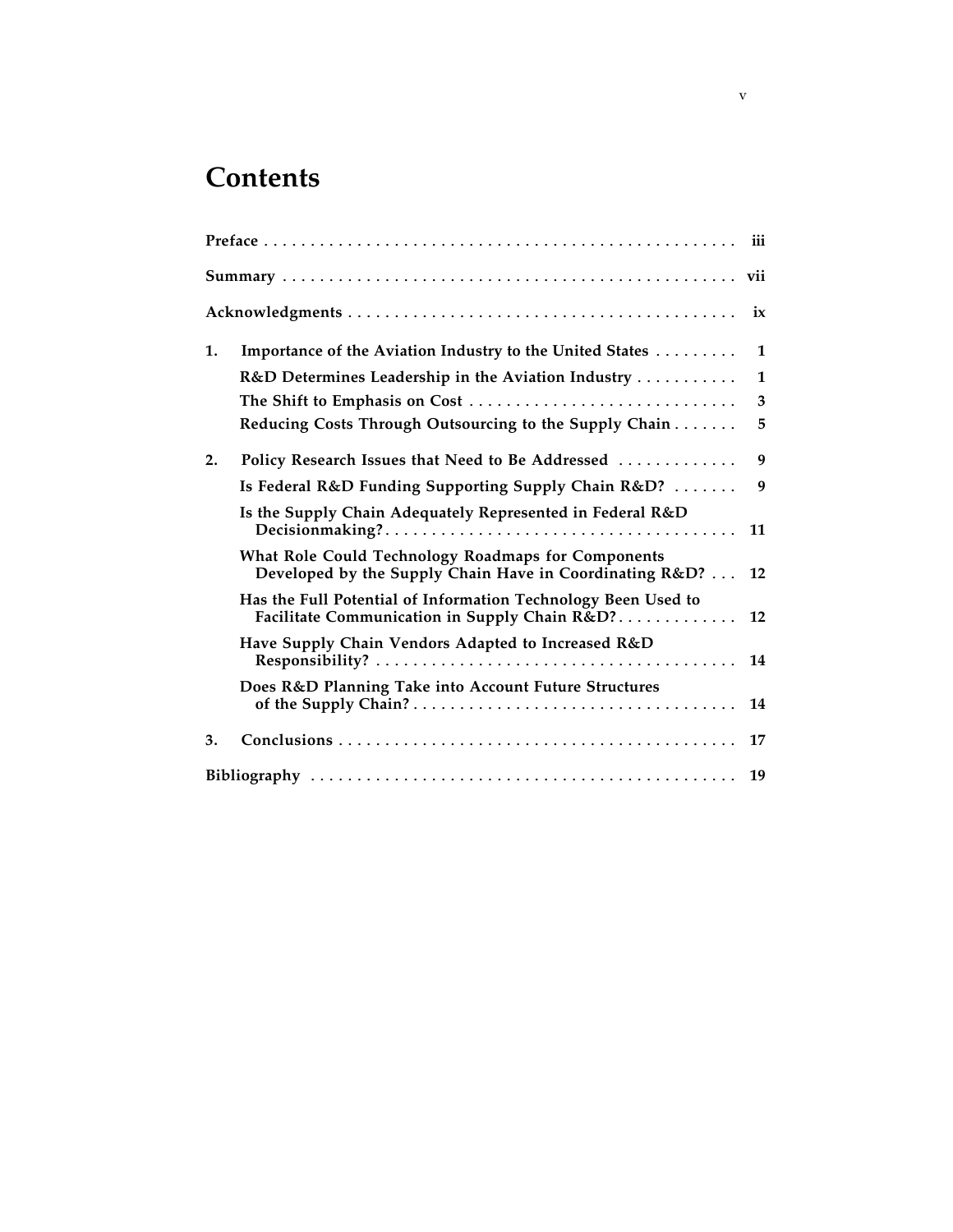# Contents

Preface . . . . . . . . . . . . . . . . . . . . . . . . . . . . . . . . . . . . . . . . . . . . . . . . . . iii

Summary . . . . . . . . . . . . . . . . . . . . . . . . . . . . . . . . . . . . . . . . . . . . . . . . . vii

Acknowledgments . . . . . . . . . . . . . . . . . . . . . . . . . . . . . . . . . . . . . . . . . . ix

1. Importance of the Aviation Industry to the United States . . . . . . . . . 1
   - R&D Determines Leadership in the Aviation Industry . . . . . . . . . . . 1
   - The Shift to Emphasis on Cost . . . . . . . . . . . . . . . . . . . . . . . . . . . . 3
   - Reducing Costs Through Outsourcing to the Supply Chain . . . . . . . 5

2. Policy Research Issues that Need to Be Addressed . . . . . . . . . . . . . 9
   - Is Federal R&D Funding Supporting Supply Chain R&D? . . . . . . . 9
   - Is the Supply Chain Adequately Represented in Federal R&D Decisionmaking? . . . . . . . . . . . . . . . . . . . . . . . . . . . . . . . . . . . . . 11
   - What Role Could Technology Roadmaps for Components Developed by the Supply Chain Have in Coordinating R&D? . . . 12
   - Has the Full Potential of Information Technology Been Used to Facilitate Communication in Supply Chain R&D? . . . . . . . . . . . . . 12
   - Have Supply Chain Vendors Adapted to Increased R&D Responsibility? . . . . . . . . . . . . . . . . . . . . . . . . . . . . . . . . . . . . . . 14
   - Does R&D Planning Take into Account Future Structures of the Supply Chain? . . . . . . . . . . . . . . . . . . . . . . . . . . . . . . . . . . 14

3. Conclusions . . . . . . . . . . . . . . . . . . . . . . . . . . . . . . . . . . . . . . . . . . . 17

Bibliography . . . . . . . . . . . . . . . . . . . . . . . . . . . . . . . . . . . . . . . . . . . . . 19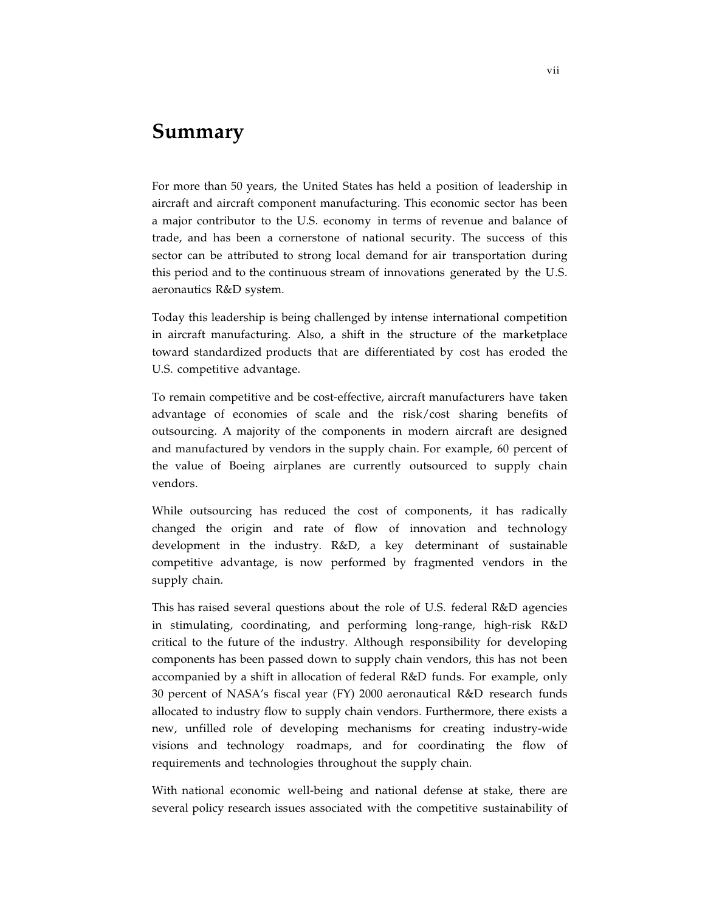# Summary

For more than 50 years, the United States has held a position of leadership in aircraft and aircraft component manufacturing. This economic sector has been a major contributor to the U.S. economy in terms of revenue and balance of trade, and has been a cornerstone of national security. The success of this sector can be attributed to strong local demand for air transportation during this period and to the continuous stream of innovations generated by the U.S. aeronautics R&D system.

Today this leadership is being challenged by intense international competition in aircraft manufacturing. Also, a shift in the structure of the marketplace toward standardized products that are differentiated by cost has eroded the U.S. competitive advantage.

To remain competitive and be cost-effective, aircraft manufacturers have taken advantage of economies of scale and the risk/cost sharing benefits of outsourcing. A majority of the components in modern aircraft are designed and manufactured by vendors in the supply chain. For example, 60 percent of the value of Boeing airplanes are currently outsourced to supply chain vendors.

While outsourcing has reduced the cost of components, it has radically changed the origin and rate of flow of innovation and technology development in the industry. R&D, a key determinant of sustainable competitive advantage, is now performed by fragmented vendors in the supply chain.

This has raised several questions about the role of U.S. federal R&D agencies in stimulating, coordinating, and performing long-range, high-risk R&D critical to the future of the industry. Although responsibility for developing components has been passed down to supply chain vendors, this has not been accompanied by a shift in allocation of federal R&D funds. For example, only 30 percent of NASA's fiscal year (FY) 2000 aeronautical R&D research funds allocated to industry flow to supply chain vendors. Furthermore, there exists a new, unfilled role of developing mechanisms for creating industry-wide visions and technology roadmaps, and for coordinating the flow of requirements and technologies throughout the supply chain.

With national economic well-being and national defense at stake, there are several policy research issues associated with the competitive sustainability of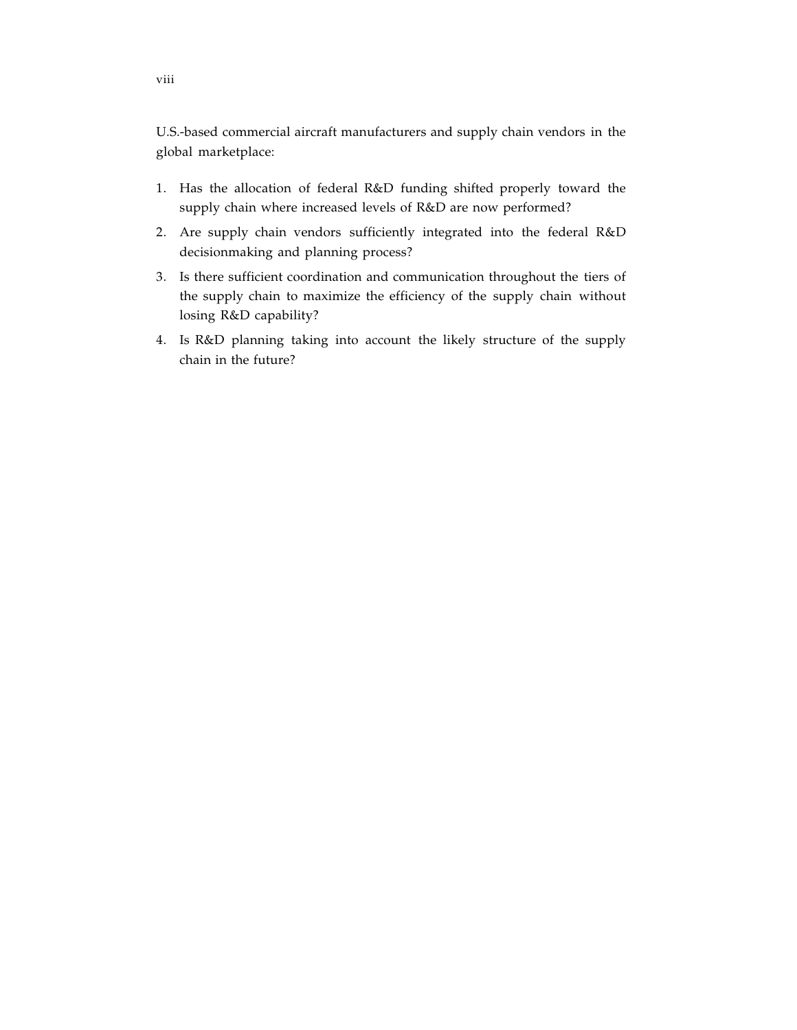U.S.-based commercial aircraft manufacturers and supply chain vendors in the global marketplace:

1. Has the allocation of federal R&D funding shifted properly toward the supply chain where increased levels of R&D are now performed?
2. Are supply chain vendors sufficiently integrated into the federal R&D decisionmaking and planning process?
3. Is there sufficient coordination and communication throughout the tiers of the supply chain to maximize the efficiency of the supply chain without losing R&D capability?
4. Is R&D planning taking into account the likely structure of the supply chain in the future?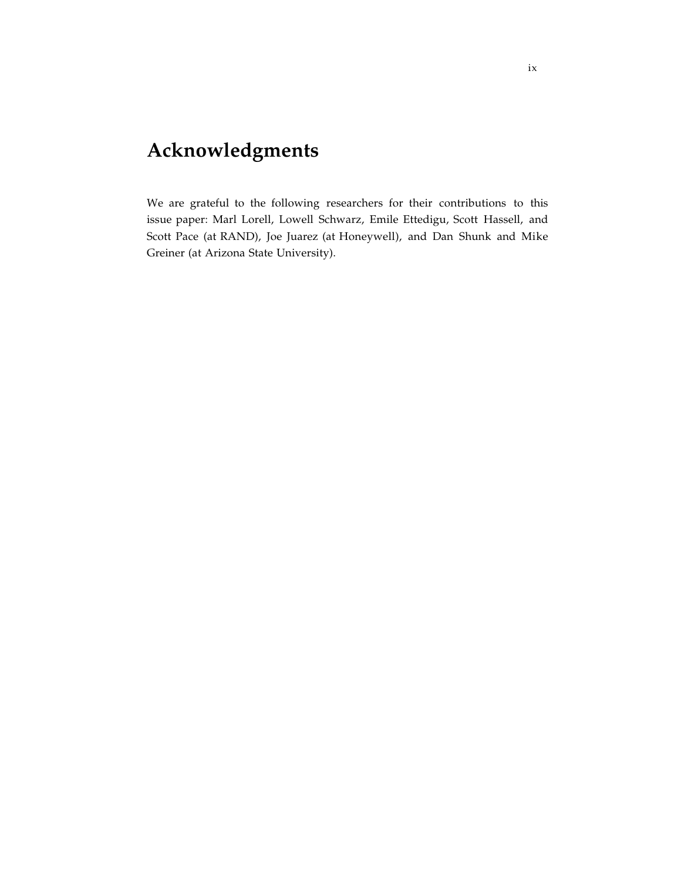# Acknowledgments

We are grateful to the following researchers for their contributions to this issue paper: Marl Lorell, Lowell Schwarz, Emile Ettedigu, Scott Hassell, and Scott Pace (at RAND), Joe Juarez (at Honeywell), and Dan Shunk and Mike Greiner (at Arizona State University).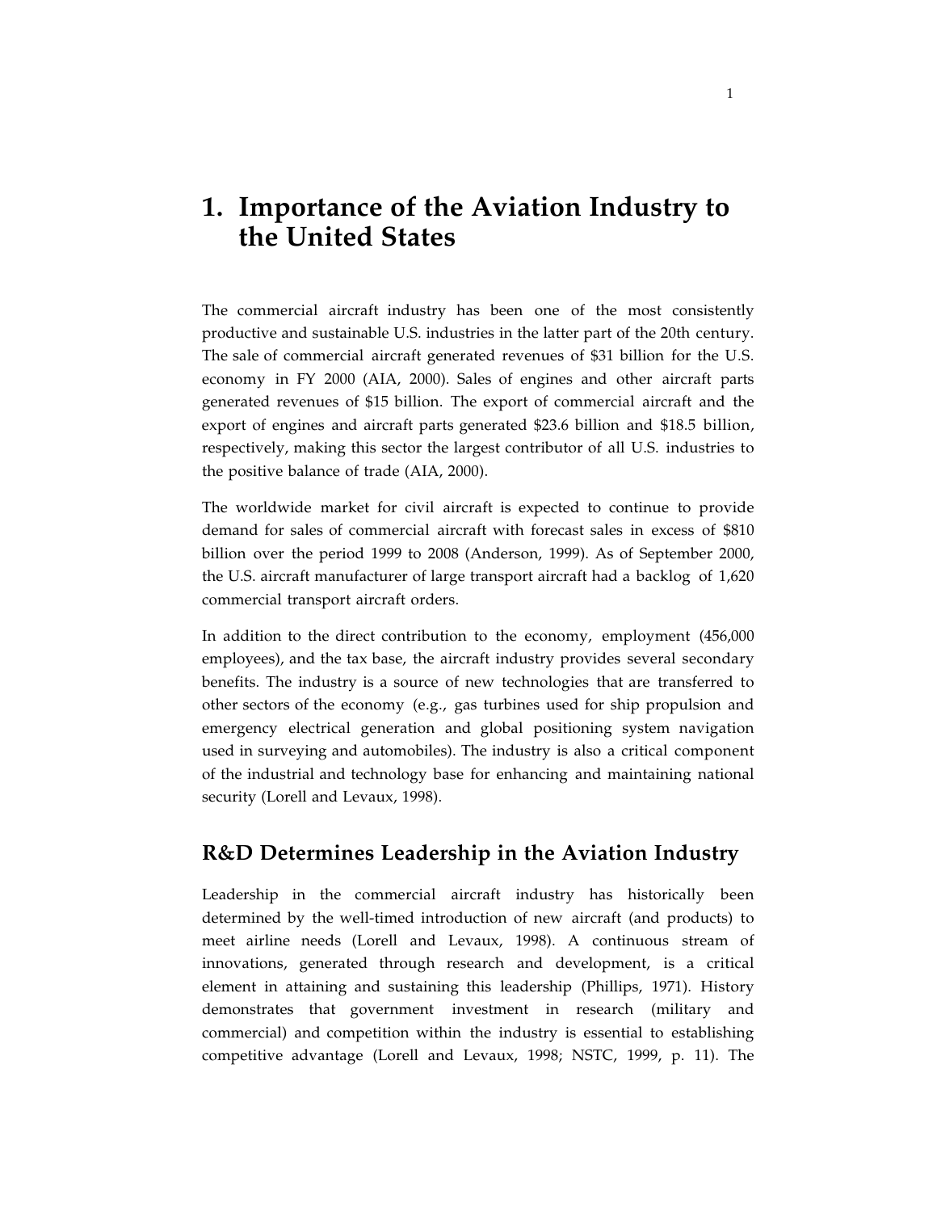# 1. Importance of the Aviation Industry to the United States

The commercial aircraft industry has been one of the most consistently productive and sustainable U.S. industries in the latter part of the 20th century. The sale of commercial aircraft generated revenues of $31 billion for the U.S. economy in FY 2000 (AIA, 2000). Sales of engines and other aircraft parts generated revenues of $15 billion. The export of commercial aircraft and the export of engines and aircraft parts generated $23.6 billion and $18.5 billion, respectively, making this sector the largest contributor of all U.S. industries to the positive balance of trade (AIA, 2000).

The worldwide market for civil aircraft is expected to continue to provide demand for sales of commercial aircraft with forecast sales in excess of $810 billion over the period 1999 to 2008 (Anderson, 1999). As of September 2000, the U.S. aircraft manufacturer of large transport aircraft had a backlog of 1,620 commercial transport aircraft orders.

In addition to the direct contribution to the economy, employment (456,000 employees), and the tax base, the aircraft industry provides several secondary benefits. The industry is a source of new technologies that are transferred to other sectors of the economy (e.g., gas turbines used for ship propulsion and emergency electrical generation and global positioning system navigation used in surveying and automobiles). The industry is also a critical component of the industrial and technology base for enhancing and maintaining national security (Lorell and Levaux, 1998).

## R&D Determines Leadership in the Aviation Industry

Leadership in the commercial aircraft industry has historically been determined by the well-timed introduction of new aircraft (and products) to meet airline needs (Lorell and Levaux, 1998). A continuous stream of innovations, generated through research and development, is a critical element in attaining and sustaining this leadership (Phillips, 1971). History demonstrates that government investment in research (military and commercial) and competition within the industry is essential to establishing competitive advantage (Lorell and Levaux, 1998; NSTC, 1999, p. 11). The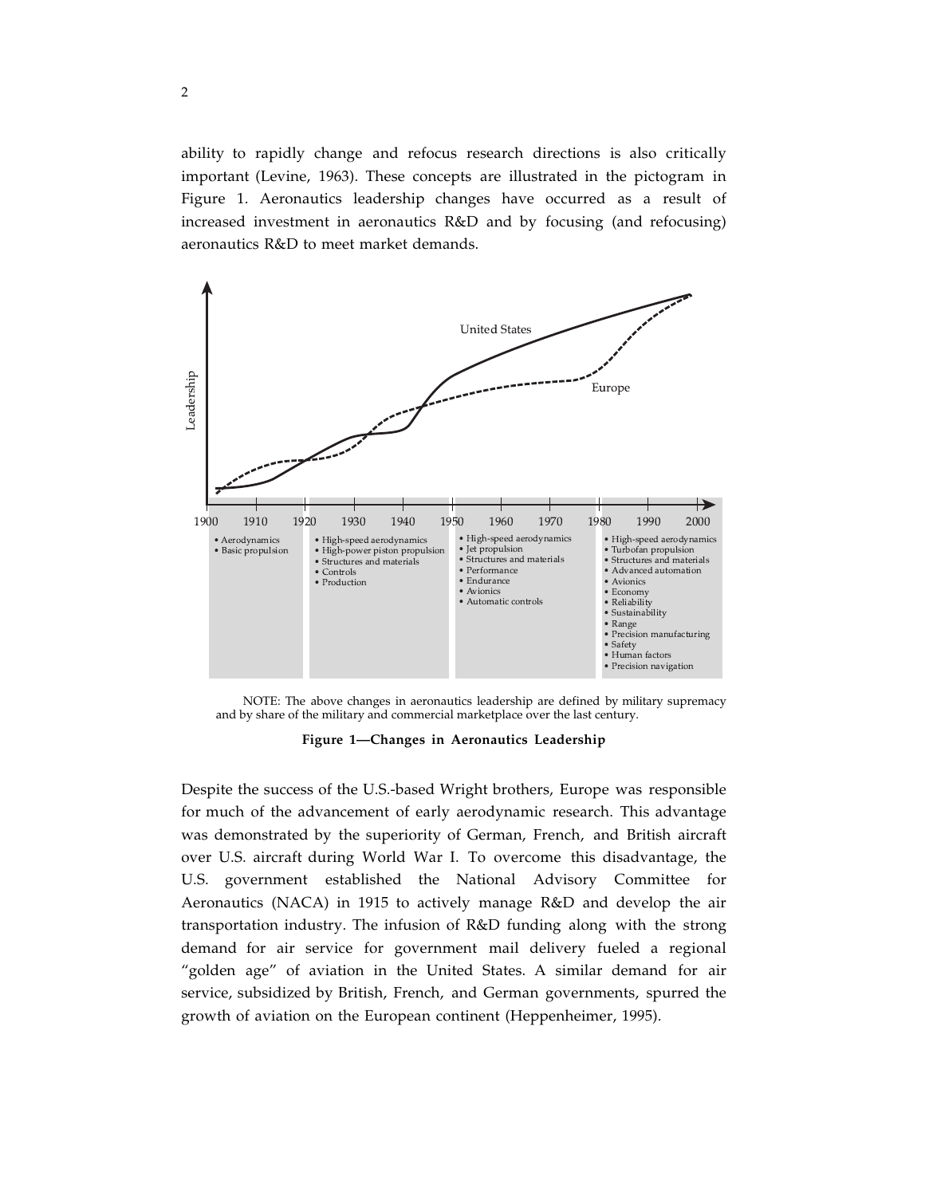ability to rapidly change and refocus research directions is also critically important (Levine, 1963). These concepts are illustrated in the pictogram in Figure 1. Aeronautics leadership changes have occurred as a result of increased investment in aeronautics R&D and by focusing (and refocusing) aeronautics R&D to meet market demands.

| 1900–1920 | 1920–1950 | 1950–1980 | 1980–2000 |
|---|---|---|---|
| • Aerodynamics<br>• Basic propulsion | • High-speed aerodynamics<br>• High-power piston propulsion<br>• Structures and materials<br>• Controls<br>• Production | • High-speed aerodynamics<br>• Jet propulsion<br>• Structures and materials<br>• Performance<br>• Endurance<br>• Avionics<br>• Automatic controls | • High-speed aerodynamics<br>• Turbofan propulsion<br>• Structures and materials<br>• Advanced automation<br>• Avionics<br>• Economy<br>• Reliability<br>• Sustainability<br>• Range<br>• Precision manufacturing<br>• Safety<br>• Human factors<br>• Precision navigation |

NOTE: The above changes in aeronautics leadership are defined by military supremacy and by share of the military and commercial marketplace over the last century.

**Figure 1—Changes in Aeronautics Leadership**

Despite the success of the U.S.-based Wright brothers, Europe was responsible for much of the advancement of early aerodynamic research. This advantage was demonstrated by the superiority of German, French, and British aircraft over U.S. aircraft during World War I. To overcome this disadvantage, the U.S. government established the National Advisory Committee for Aeronautics (NACA) in 1915 to actively manage R&D and develop the air transportation industry. The infusion of R&D funding along with the strong demand for air service for government mail delivery fueled a regional "golden age" of aviation in the United States. A similar demand for air service, subsidized by British, French, and German governments, spurred the growth of aviation on the European continent (Heppenheimer, 1995).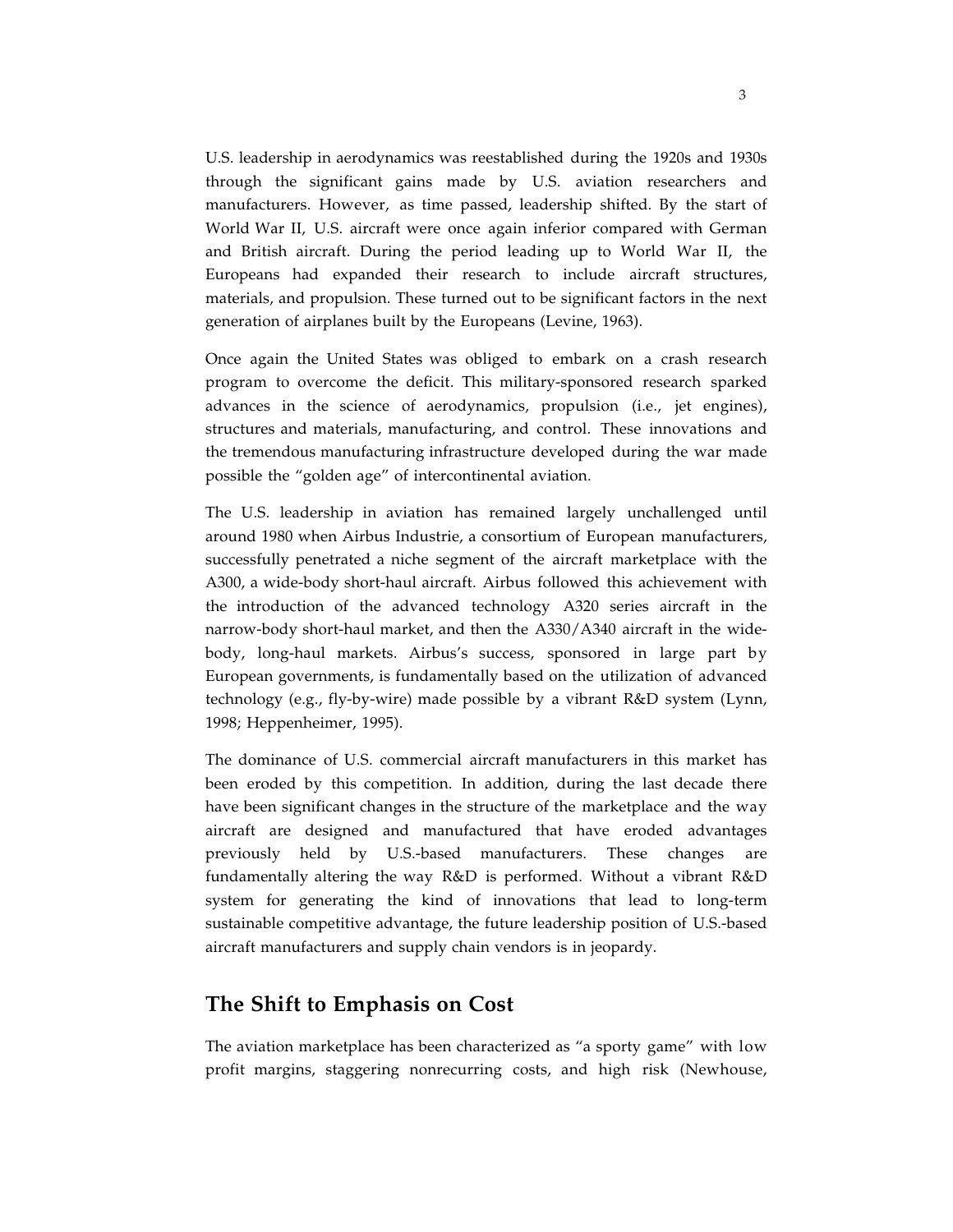U.S. leadership in aerodynamics was reestablished during the 1920s and 1930s through the significant gains made by U.S. aviation researchers and manufacturers. However, as time passed, leadership shifted. By the start of World War II, U.S. aircraft were once again inferior compared with German and British aircraft. During the period leading up to World War II, the Europeans had expanded their research to include aircraft structures, materials, and propulsion. These turned out to be significant factors in the next generation of airplanes built by the Europeans (Levine, 1963).

Once again the United States was obliged to embark on a crash research program to overcome the deficit. This military-sponsored research sparked advances in the science of aerodynamics, propulsion (i.e., jet engines), structures and materials, manufacturing, and control. These innovations and the tremendous manufacturing infrastructure developed during the war made possible the "golden age" of intercontinental aviation.

The U.S. leadership in aviation has remained largely unchallenged until around 1980 when Airbus Industrie, a consortium of European manufacturers, successfully penetrated a niche segment of the aircraft marketplace with the A300, a wide-body short-haul aircraft. Airbus followed this achievement with the introduction of the advanced technology A320 series aircraft in the narrow-body short-haul market, and then the A330/A340 aircraft in the wide-body, long-haul markets. Airbus's success, sponsored in large part by European governments, is fundamentally based on the utilization of advanced technology (e.g., fly-by-wire) made possible by a vibrant R&D system (Lynn, 1998; Heppenheimer, 1995).

The dominance of U.S. commercial aircraft manufacturers in this market has been eroded by this competition. In addition, during the last decade there have been significant changes in the structure of the marketplace and the way aircraft are designed and manufactured that have eroded advantages previously held by U.S.-based manufacturers. These changes are fundamentally altering the way R&D is performed. Without a vibrant R&D system for generating the kind of innovations that lead to long-term sustainable competitive advantage, the future leadership position of U.S.-based aircraft manufacturers and supply chain vendors is in jeopardy.

## The Shift to Emphasis on Cost

The aviation marketplace has been characterized as "a sporty game" with low profit margins, staggering nonrecurring costs, and high risk (Newhouse,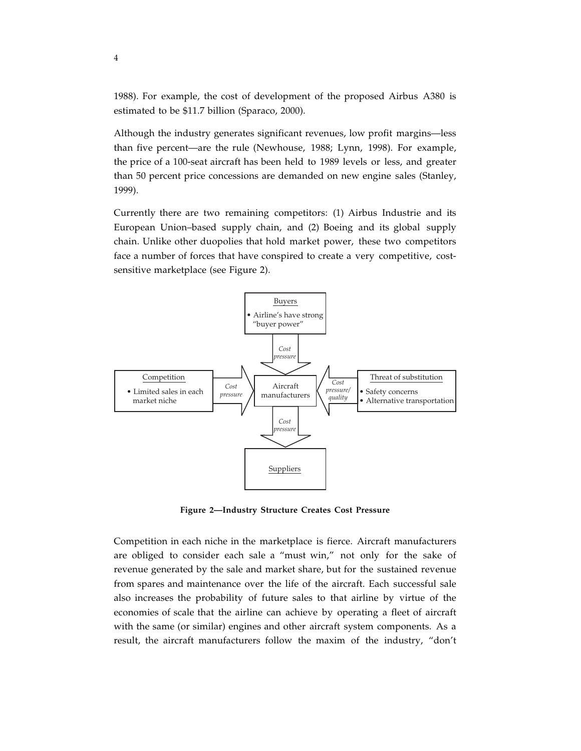1988). For example, the cost of development of the proposed Airbus A380 is estimated to be $11.7 billion (Sparaco, 2000).

Although the industry generates significant revenues, low profit margins—less than five percent—are the rule (Newhouse, 1988; Lynn, 1998). For example, the price of a 100-seat aircraft has been held to 1989 levels or less, and greater than 50 percent price concessions are demanded on new engine sales (Stanley, 1999).

Currently there are two remaining competitors: (1) Airbus Industrie and its European Union–based supply chain, and (2) Boeing and its global supply chain. Unlike other duopolies that hold market power, these two competitors face a number of forces that have conspired to create a very competitive, cost-sensitive marketplace (see Figure 2).

Buyers
- Airline's have strong "buyer power"

*Cost pressure*

Competition
- Limited sales in each market niche

*Cost pressure*

Aircraft manufacturers

*Cost pressure/ quality*

Threat of substitution
- Safety concerns
- Alternative transportation

*Cost pressure*

Suppliers

**Figure 2—Industry Structure Creates Cost Pressure**

Competition in each niche in the marketplace is fierce. Aircraft manufacturers are obliged to consider each sale a "must win," not only for the sake of revenue generated by the sale and market share, but for the sustained revenue from spares and maintenance over the life of the aircraft. Each successful sale also increases the probability of future sales to that airline by virtue of the economies of scale that the airline can achieve by operating a fleet of aircraft with the same (or similar) engines and other aircraft system components. As a result, the aircraft manufacturers follow the maxim of the industry, "don't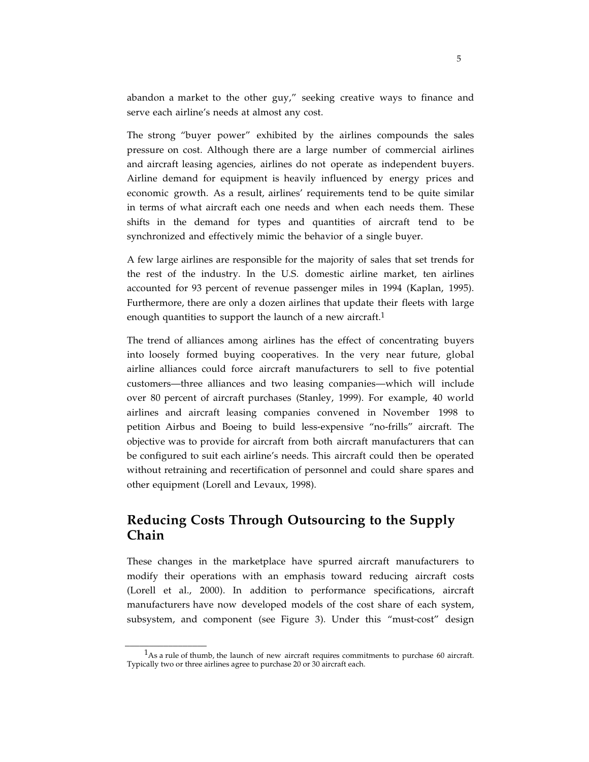abandon a market to the other guy," seeking creative ways to finance and serve each airline's needs at almost any cost.

The strong "buyer power" exhibited by the airlines compounds the sales pressure on cost. Although there are a large number of commercial airlines and aircraft leasing agencies, airlines do not operate as independent buyers. Airline demand for equipment is heavily influenced by energy prices and economic growth. As a result, airlines' requirements tend to be quite similar in terms of what aircraft each one needs and when each needs them. These shifts in the demand for types and quantities of aircraft tend to be synchronized and effectively mimic the behavior of a single buyer.

A few large airlines are responsible for the majority of sales that set trends for the rest of the industry. In the U.S. domestic airline market, ten airlines accounted for 93 percent of revenue passenger miles in 1994 (Kaplan, 1995). Furthermore, there are only a dozen airlines that update their fleets with large enough quantities to support the launch of a new aircraft.[1]

The trend of alliances among airlines has the effect of concentrating buyers into loosely formed buying cooperatives. In the very near future, global airline alliances could force aircraft manufacturers to sell to five potential customers—three alliances and two leasing companies—which will include over 80 percent of aircraft purchases (Stanley, 1999). For example, 40 world airlines and aircraft leasing companies convened in November 1998 to petition Airbus and Boeing to build less-expensive "no-frills" aircraft. The objective was to provide for aircraft from both aircraft manufacturers that can be configured to suit each airline's needs. This aircraft could then be operated without retraining and recertification of personnel and could share spares and other equipment (Lorell and Levaux, 1998).

## Reducing Costs Through Outsourcing to the Supply Chain

These changes in the marketplace have spurred aircraft manufacturers to modify their operations with an emphasis toward reducing aircraft costs (Lorell et al., 2000). In addition to performance specifications, aircraft manufacturers have now developed models of the cost share of each system, subsystem, and component (see Figure 3). Under this "must-cost" design

---

[1] As a rule of thumb, the launch of new aircraft requires commitments to purchase 60 aircraft. Typically two or three airlines agree to purchase 20 or 30 aircraft each.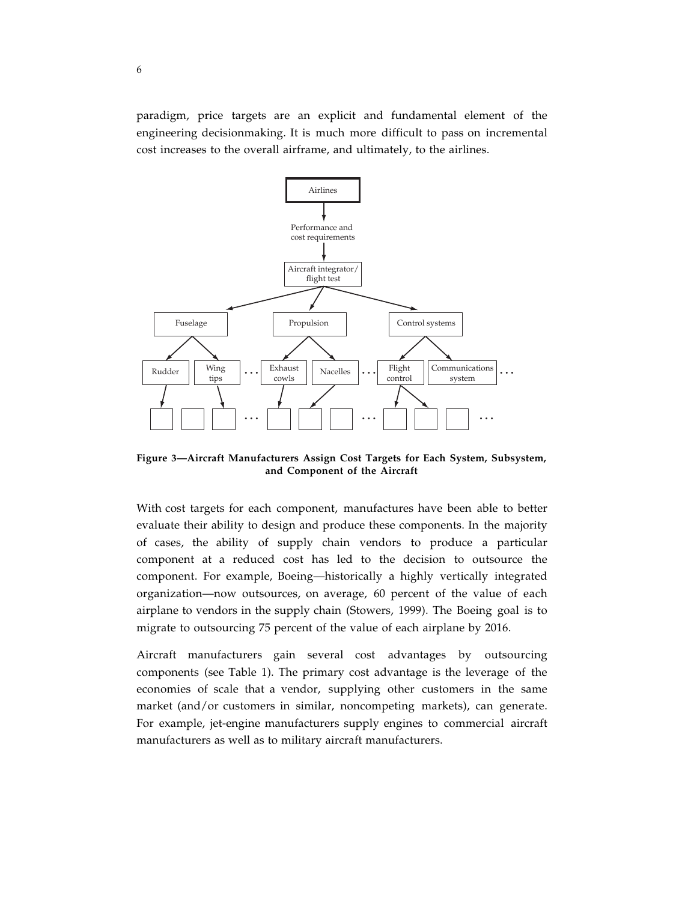paradigm, price targets are an explicit and fundamental element of the engineering decisionmaking. It is much more difficult to pass on incremental cost increases to the overall airframe, and ultimately, to the airlines.

**Figure 3—Aircraft Manufacturers Assign Cost Targets for Each System, Subsystem, and Component of the Aircraft**

With cost targets for each component, manufactures have been able to better evaluate their ability to design and produce these components. In the majority of cases, the ability of supply chain vendors to produce a particular component at a reduced cost has led to the decision to outsource the component. For example, Boeing—historically a highly vertically integrated organization—now outsources, on average, 60 percent of the value of each airplane to vendors in the supply chain (Stowers, 1999). The Boeing goal is to migrate to outsourcing 75 percent of the value of each airplane by 2016.

Aircraft manufacturers gain several cost advantages by outsourcing components (see Table 1). The primary cost advantage is the leverage of the economies of scale that a vendor, supplying other customers in the same market (and/or customers in similar, noncompeting markets), can generate. For example, jet-engine manufacturers supply engines to commercial aircraft manufacturers as well as to military aircraft manufacturers.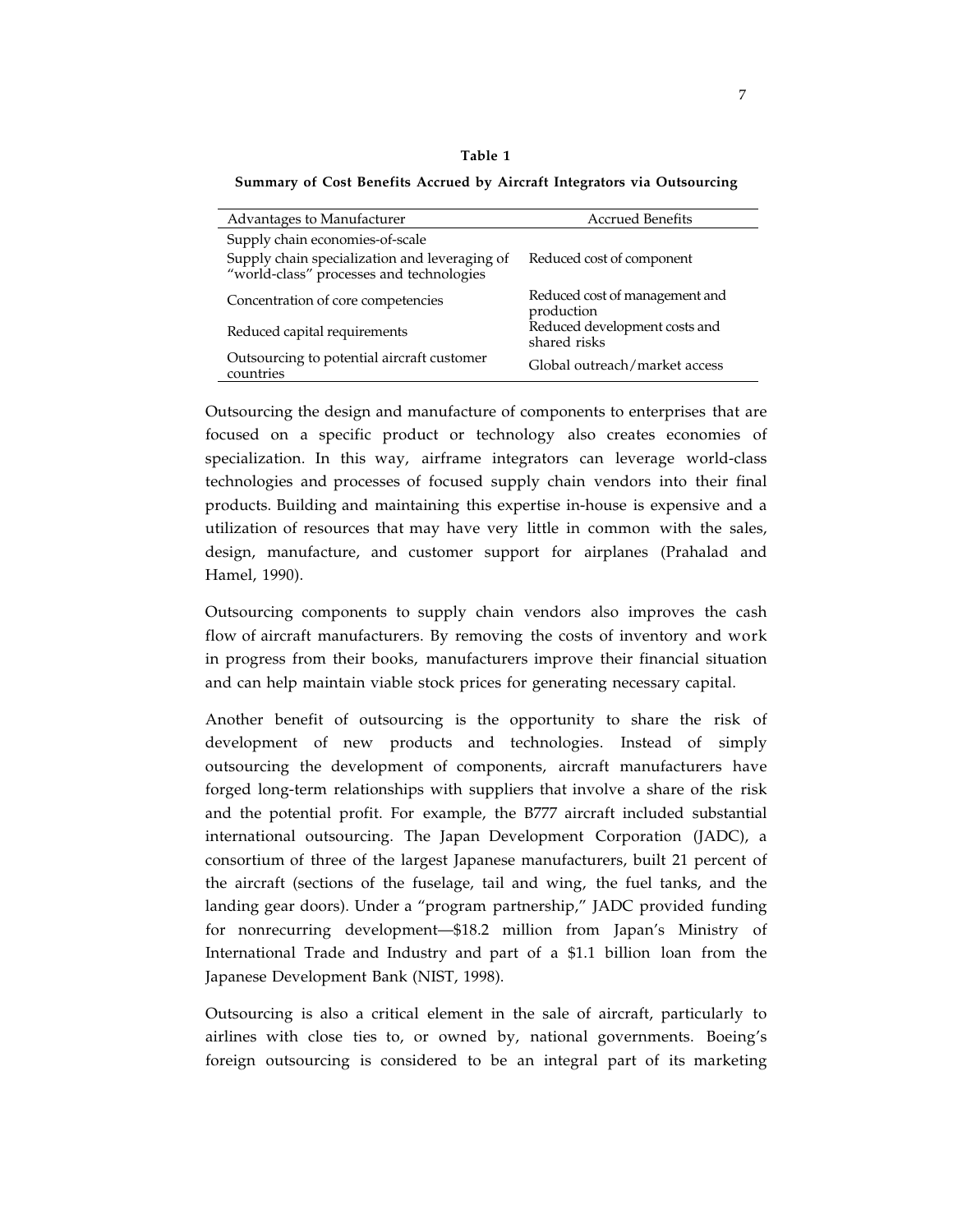**Table 1**

**Summary of Cost Benefits Accrued by Aircraft Integrators via Outsourcing**

| Advantages to Manufacturer | Accrued Benefits |
|---|---|
| Supply chain economies-of-scale<br>Supply chain specialization and leveraging of "world-class" processes and technologies | Reduced cost of component |
| Concentration of core competencies | Reduced cost of management and production |
| Reduced capital requirements | Reduced development costs and shared risks |
| Outsourcing to potential aircraft customer countries | Global outreach/market access |

Outsourcing the design and manufacture of components to enterprises that are focused on a specific product or technology also creates economies of specialization. In this way, airframe integrators can leverage world-class technologies and processes of focused supply chain vendors into their final products. Building and maintaining this expertise in-house is expensive and a utilization of resources that may have very little in common with the sales, design, manufacture, and customer support for airplanes (Prahalad and Hamel, 1990).

Outsourcing components to supply chain vendors also improves the cash flow of aircraft manufacturers. By removing the costs of inventory and work in progress from their books, manufacturers improve their financial situation and can help maintain viable stock prices for generating necessary capital.

Another benefit of outsourcing is the opportunity to share the risk of development of new products and technologies. Instead of simply outsourcing the development of components, aircraft manufacturers have forged long-term relationships with suppliers that involve a share of the risk and the potential profit. For example, the B777 aircraft included substantial international outsourcing. The Japan Development Corporation (JADC), a consortium of three of the largest Japanese manufacturers, built 21 percent of the aircraft (sections of the fuselage, tail and wing, the fuel tanks, and the landing gear doors). Under a "program partnership," JADC provided funding for nonrecurring development—$18.2 million from Japan's Ministry of International Trade and Industry and part of a $1.1 billion loan from the Japanese Development Bank (NIST, 1998).

Outsourcing is also a critical element in the sale of aircraft, particularly to airlines with close ties to, or owned by, national governments. Boeing's foreign outsourcing is considered to be an integral part of its marketing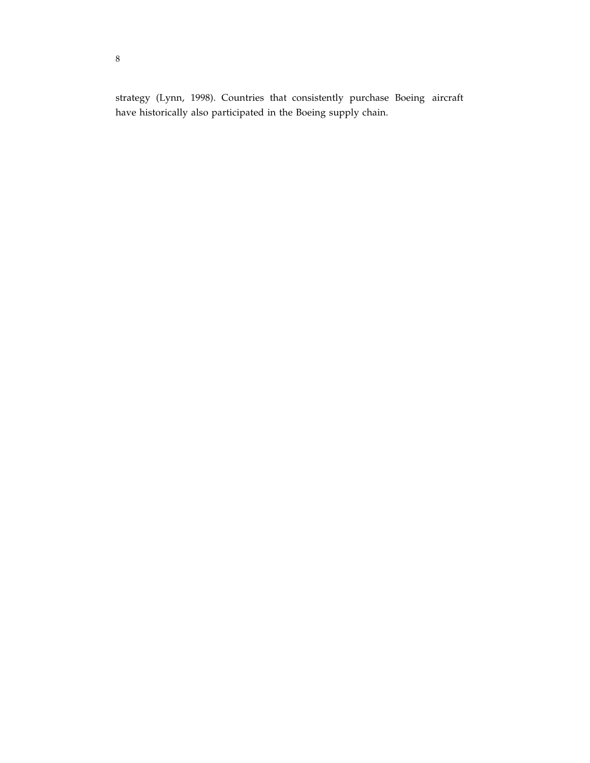strategy (Lynn, 1998). Countries that consistently purchase Boeing aircraft have historically also participated in the Boeing supply chain.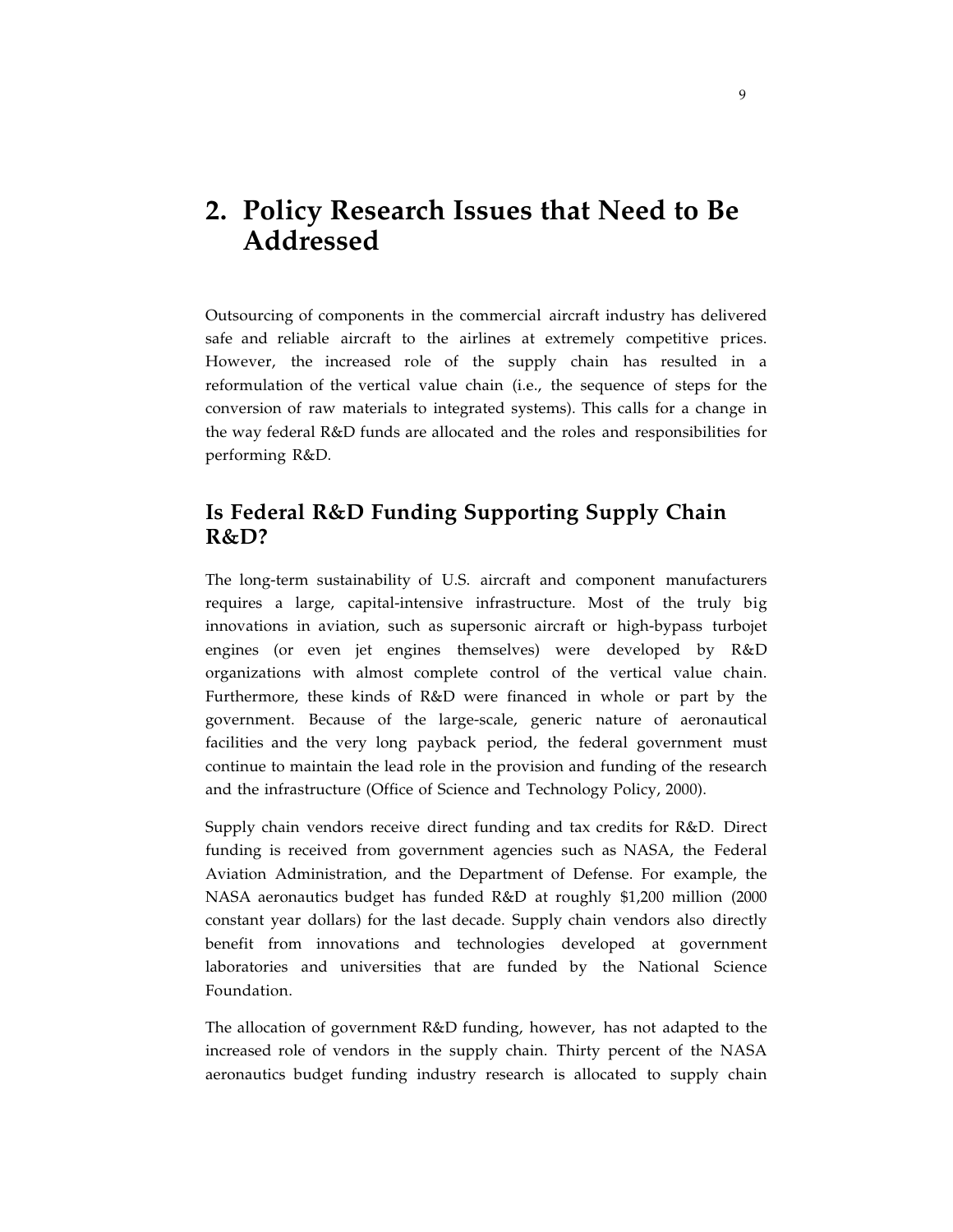# 2. Policy Research Issues that Need to Be Addressed

Outsourcing of components in the commercial aircraft industry has delivered safe and reliable aircraft to the airlines at extremely competitive prices. However, the increased role of the supply chain has resulted in a reformulation of the vertical value chain (i.e., the sequence of steps for the conversion of raw materials to integrated systems). This calls for a change in the way federal R&D funds are allocated and the roles and responsibilities for performing R&D.

## Is Federal R&D Funding Supporting Supply Chain R&D?

The long-term sustainability of U.S. aircraft and component manufacturers requires a large, capital-intensive infrastructure. Most of the truly big innovations in aviation, such as supersonic aircraft or high-bypass turbojet engines (or even jet engines themselves) were developed by R&D organizations with almost complete control of the vertical value chain. Furthermore, these kinds of R&D were financed in whole or part by the government. Because of the large-scale, generic nature of aeronautical facilities and the very long payback period, the federal government must continue to maintain the lead role in the provision and funding of the research and the infrastructure (Office of Science and Technology Policy, 2000).

Supply chain vendors receive direct funding and tax credits for R&D. Direct funding is received from government agencies such as NASA, the Federal Aviation Administration, and the Department of Defense. For example, the NASA aeronautics budget has funded R&D at roughly $1,200 million (2000 constant year dollars) for the last decade. Supply chain vendors also directly benefit from innovations and technologies developed at government laboratories and universities that are funded by the National Science Foundation.

The allocation of government R&D funding, however, has not adapted to the increased role of vendors in the supply chain. Thirty percent of the NASA aeronautics budget funding industry research is allocated to supply chain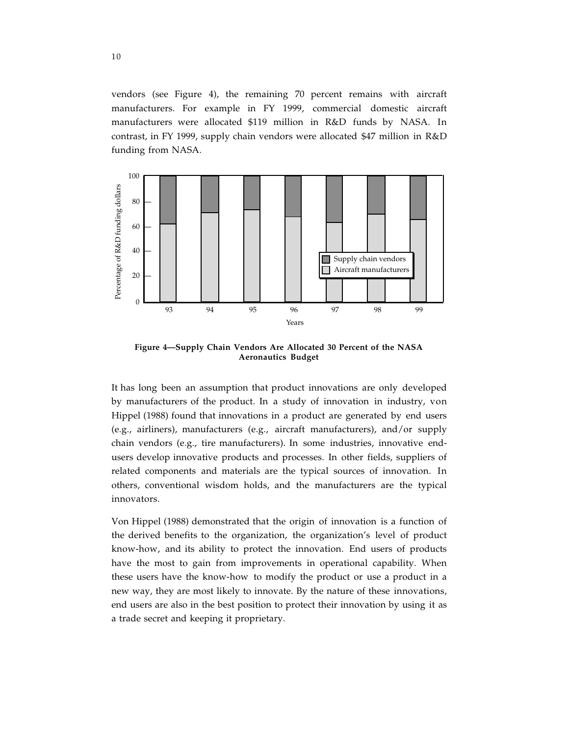vendors (see Figure 4), the remaining 70 percent remains with aircraft manufacturers. For example in FY 1999, commercial domestic aircraft manufacturers were allocated \$119 million in R&D funds by NASA. In contrast, in FY 1999, supply chain vendors were allocated \$47 million in R&D funding from NASA.

**Figure 4—Supply Chain Vendors Are Allocated 30 Percent of the NASA Aeronautics Budget**

It has long been an assumption that product innovations are only developed by manufacturers of the product. In a study of innovation in industry, von Hippel (1988) found that innovations in a product are generated by end users (e.g., airliners), manufacturers (e.g., aircraft manufacturers), and/or supply chain vendors (e.g., tire manufacturers). In some industries, innovative end-users develop innovative products and processes. In other fields, suppliers of related components and materials are the typical sources of innovation. In others, conventional wisdom holds, and the manufacturers are the typical innovators.

Von Hippel (1988) demonstrated that the origin of innovation is a function of the derived benefits to the organization, the organization's level of product know-how, and its ability to protect the innovation. End users of products have the most to gain from improvements in operational capability. When these users have the know-how to modify the product or use a product in a new way, they are most likely to innovate. By the nature of these innovations, end users are also in the best position to protect their innovation by using it as a trade secret and keeping it proprietary.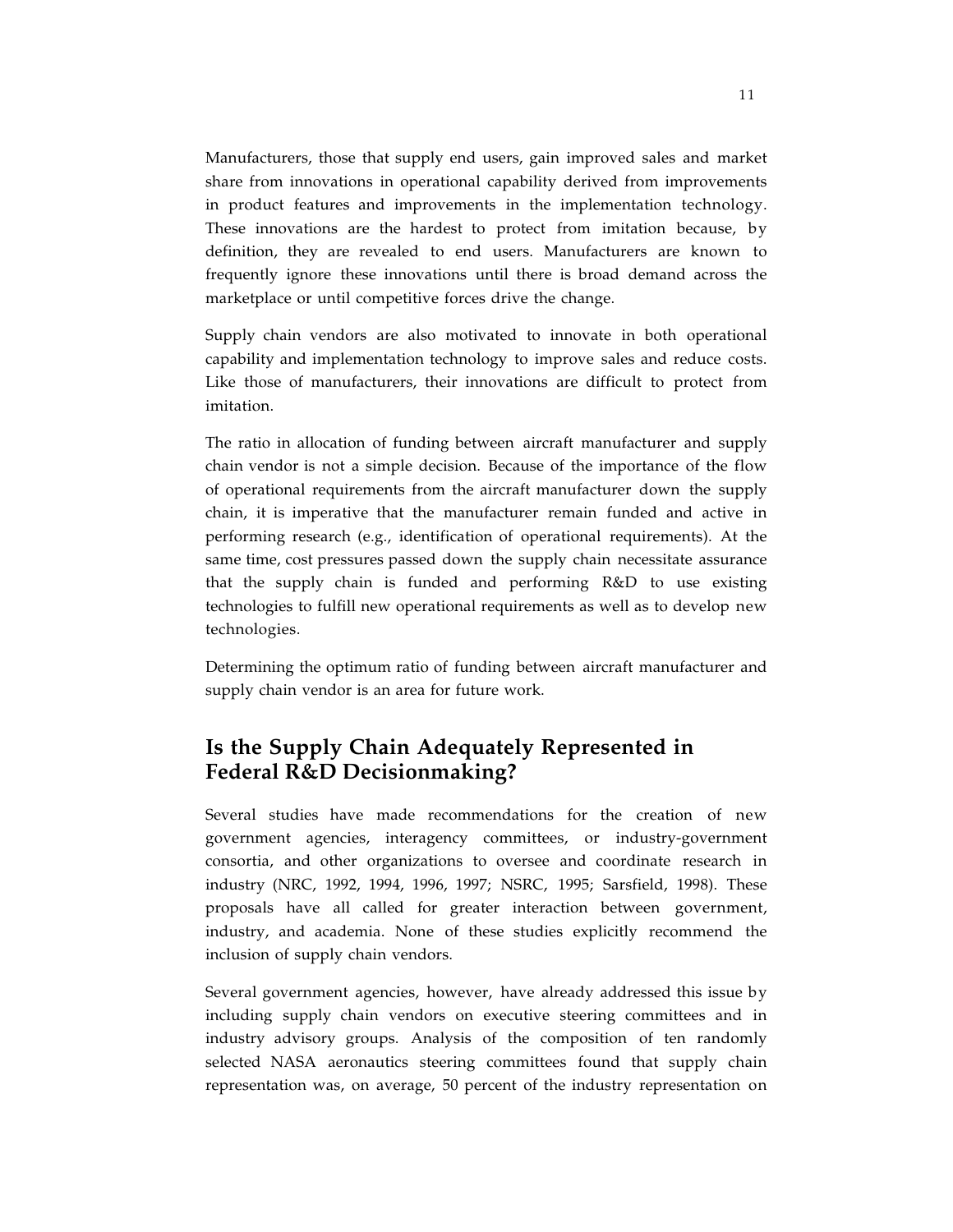Manufacturers, those that supply end users, gain improved sales and market share from innovations in operational capability derived from improvements in product features and improvements in the implementation technology. These innovations are the hardest to protect from imitation because, by definition, they are revealed to end users. Manufacturers are known to frequently ignore these innovations until there is broad demand across the marketplace or until competitive forces drive the change.

Supply chain vendors are also motivated to innovate in both operational capability and implementation technology to improve sales and reduce costs. Like those of manufacturers, their innovations are difficult to protect from imitation.

The ratio in allocation of funding between aircraft manufacturer and supply chain vendor is not a simple decision. Because of the importance of the flow of operational requirements from the aircraft manufacturer down the supply chain, it is imperative that the manufacturer remain funded and active in performing research (e.g., identification of operational requirements). At the same time, cost pressures passed down the supply chain necessitate assurance that the supply chain is funded and performing R&D to use existing technologies to fulfill new operational requirements as well as to develop new technologies.

Determining the optimum ratio of funding between aircraft manufacturer and supply chain vendor is an area for future work.

## Is the Supply Chain Adequately Represented in Federal R&D Decisionmaking?

Several studies have made recommendations for the creation of new government agencies, interagency committees, or industry-government consortia, and other organizations to oversee and coordinate research in industry (NRC, 1992, 1994, 1996, 1997; NSRC, 1995; Sarsfield, 1998). These proposals have all called for greater interaction between government, industry, and academia. None of these studies explicitly recommend the inclusion of supply chain vendors.

Several government agencies, however, have already addressed this issue by including supply chain vendors on executive steering committees and in industry advisory groups. Analysis of the composition of ten randomly selected NASA aeronautics steering committees found that supply chain representation was, on average, 50 percent of the industry representation on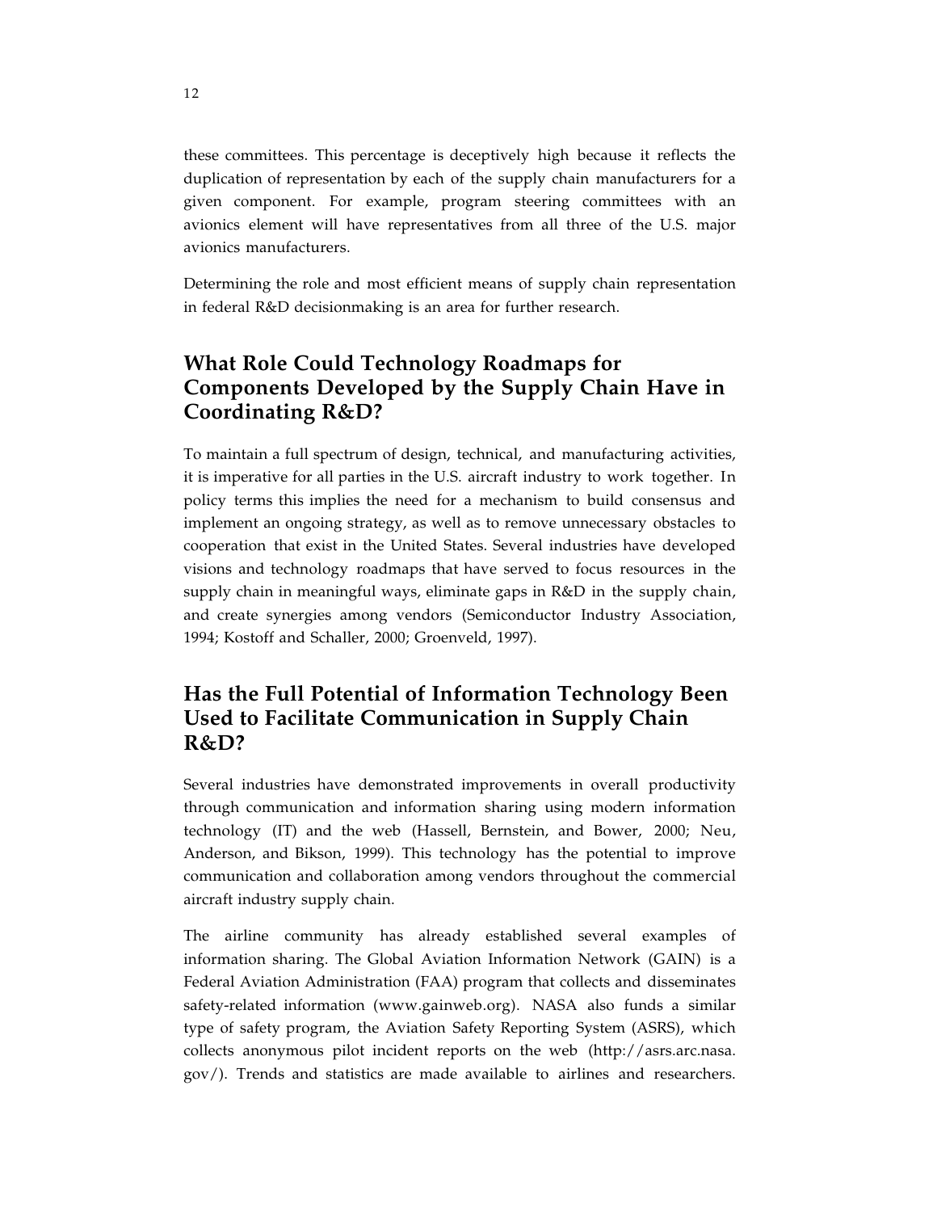these committees. This percentage is deceptively high because it reflects the duplication of representation by each of the supply chain manufacturers for a given component. For example, program steering committees with an avionics element will have representatives from all three of the U.S. major avionics manufacturers.

Determining the role and most efficient means of supply chain representation in federal R&D decisionmaking is an area for further research.

## What Role Could Technology Roadmaps for Components Developed by the Supply Chain Have in Coordinating R&D?

To maintain a full spectrum of design, technical, and manufacturing activities, it is imperative for all parties in the U.S. aircraft industry to work together. In policy terms this implies the need for a mechanism to build consensus and implement an ongoing strategy, as well as to remove unnecessary obstacles to cooperation that exist in the United States. Several industries have developed visions and technology roadmaps that have served to focus resources in the supply chain in meaningful ways, eliminate gaps in R&D in the supply chain, and create synergies among vendors (Semiconductor Industry Association, 1994; Kostoff and Schaller, 2000; Groenveld, 1997).

## Has the Full Potential of Information Technology Been Used to Facilitate Communication in Supply Chain R&D?

Several industries have demonstrated improvements in overall productivity through communication and information sharing using modern information technology (IT) and the web (Hassell, Bernstein, and Bower, 2000; Neu, Anderson, and Bikson, 1999). This technology has the potential to improve communication and collaboration among vendors throughout the commercial aircraft industry supply chain.

The airline community has already established several examples of information sharing. The Global Aviation Information Network (GAIN) is a Federal Aviation Administration (FAA) program that collects and disseminates safety-related information (www.gainweb.org). NASA also funds a similar type of safety program, the Aviation Safety Reporting System (ASRS), which collects anonymous pilot incident reports on the web (http://asrs.arc.nasa.gov/). Trends and statistics are made available to airlines and researchers.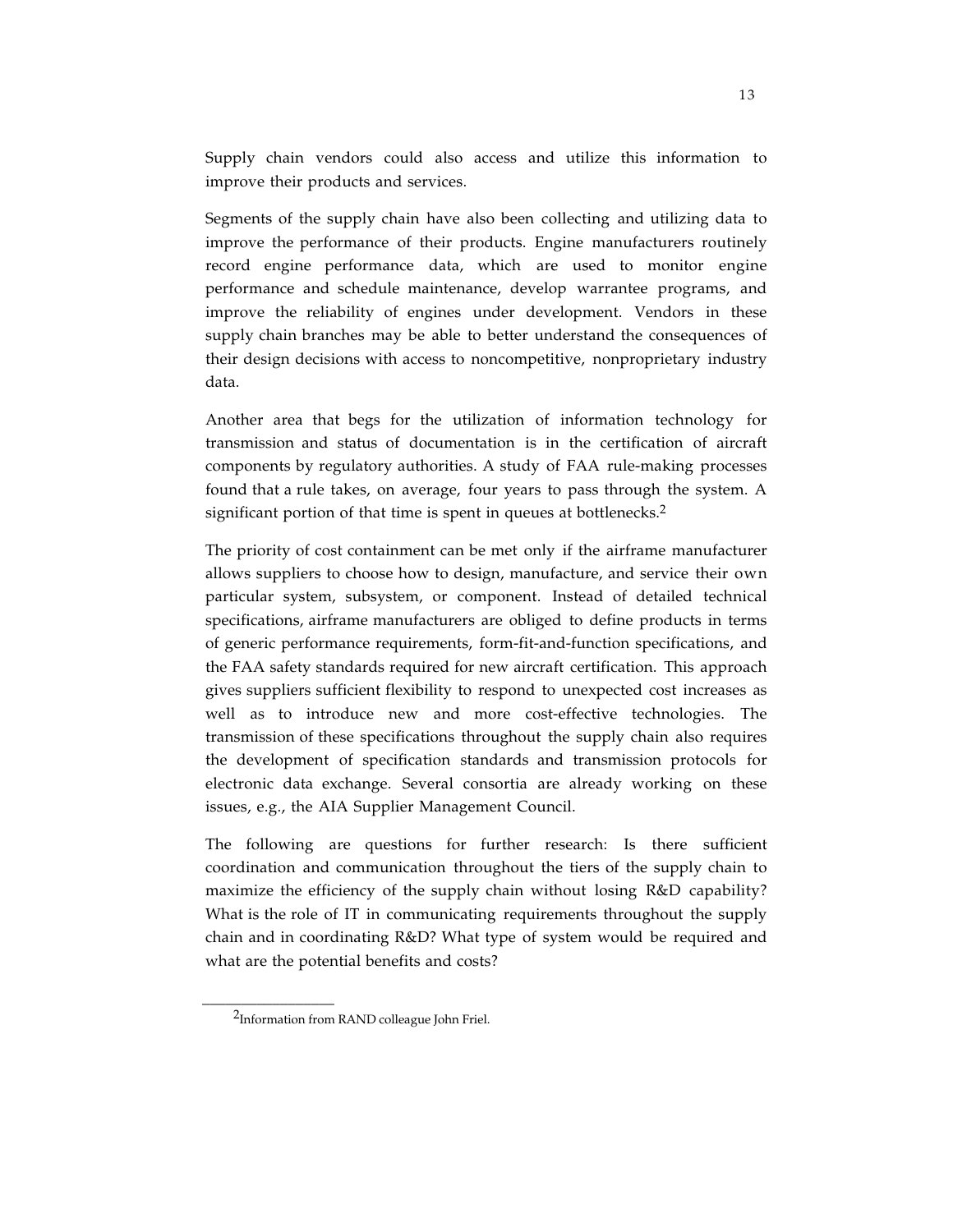Supply chain vendors could also access and utilize this information to improve their products and services.

Segments of the supply chain have also been collecting and utilizing data to improve the performance of their products. Engine manufacturers routinely record engine performance data, which are used to monitor engine performance and schedule maintenance, develop warrantee programs, and improve the reliability of engines under development. Vendors in these supply chain branches may be able to better understand the consequences of their design decisions with access to noncompetitive, nonproprietary industry data.

Another area that begs for the utilization of information technology for transmission and status of documentation is in the certification of aircraft components by regulatory authorities. A study of FAA rule-making processes found that a rule takes, on average, four years to pass through the system. A significant portion of that time is spent in queues at bottlenecks.[2]

The priority of cost containment can be met only if the airframe manufacturer allows suppliers to choose how to design, manufacture, and service their own particular system, subsystem, or component. Instead of detailed technical specifications, airframe manufacturers are obliged to define products in terms of generic performance requirements, form-fit-and-function specifications, and the FAA safety standards required for new aircraft certification. This approach gives suppliers sufficient flexibility to respond to unexpected cost increases as well as to introduce new and more cost-effective technologies. The transmission of these specifications throughout the supply chain also requires the development of specification standards and transmission protocols for electronic data exchange. Several consortia are already working on these issues, e.g., the AIA Supplier Management Council.

The following are questions for further research: Is there sufficient coordination and communication throughout the tiers of the supply chain to maximize the efficiency of the supply chain without losing R&D capability? What is the role of IT in communicating requirements throughout the supply chain and in coordinating R&D? What type of system would be required and what are the potential benefits and costs?

---

[2] Information from RAND colleague John Friel.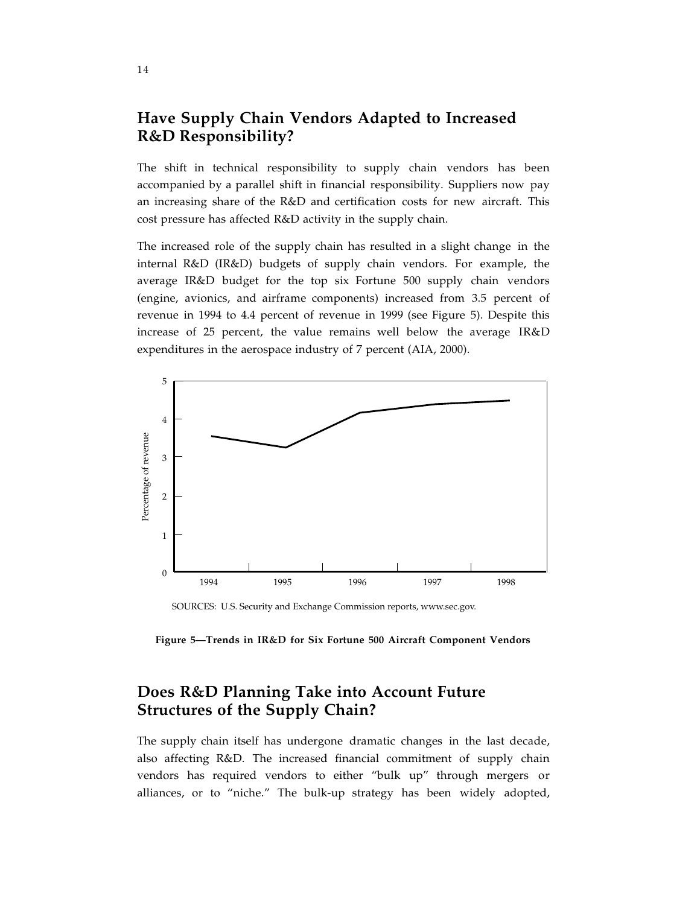## Have Supply Chain Vendors Adapted to Increased R&D Responsibility?

The shift in technical responsibility to supply chain vendors has been accompanied by a parallel shift in financial responsibility. Suppliers now pay an increasing share of the R&D and certification costs for new aircraft. This cost pressure has affected R&D activity in the supply chain.

The increased role of the supply chain has resulted in a slight change in the internal R&D (IR&D) budgets of supply chain vendors. For example, the average IR&D budget for the top six Fortune 500 supply chain vendors (engine, avionics, and airframe components) increased from 3.5 percent of revenue in 1994 to 4.4 percent of revenue in 1999 (see Figure 5). Despite this increase of 25 percent, the value remains well below the average IR&D expenditures in the aerospace industry of 7 percent (AIA, 2000).

SOURCES: U.S. Security and Exchange Commission reports, www.sec.gov.

**Figure 5—Trends in IR&D for Six Fortune 500 Aircraft Component Vendors**

## Does R&D Planning Take into Account Future Structures of the Supply Chain?

The supply chain itself has undergone dramatic changes in the last decade, also affecting R&D. The increased financial commitment of supply chain vendors has required vendors to either "bulk up" through mergers or alliances, or to "niche." The bulk-up strategy has been widely adopted,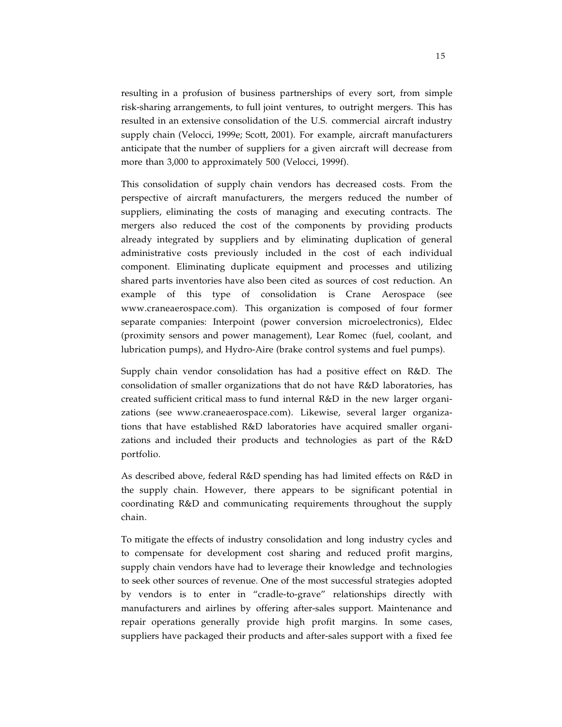resulting in a profusion of business partnerships of every sort, from simple risk-sharing arrangements, to full joint ventures, to outright mergers. This has resulted in an extensive consolidation of the U.S. commercial aircraft industry supply chain (Velocci, 1999e; Scott, 2001). For example, aircraft manufacturers anticipate that the number of suppliers for a given aircraft will decrease from more than 3,000 to approximately 500 (Velocci, 1999f).

This consolidation of supply chain vendors has decreased costs. From the perspective of aircraft manufacturers, the mergers reduced the number of suppliers, eliminating the costs of managing and executing contracts. The mergers also reduced the cost of the components by providing products already integrated by suppliers and by eliminating duplication of general administrative costs previously included in the cost of each individual component. Eliminating duplicate equipment and processes and utilizing shared parts inventories have also been cited as sources of cost reduction. An example of this type of consolidation is Crane Aerospace (see www.craneaerospace.com). This organization is composed of four former separate companies: Interpoint (power conversion microelectronics), Eldec (proximity sensors and power management), Lear Romec (fuel, coolant, and lubrication pumps), and Hydro-Aire (brake control systems and fuel pumps).

Supply chain vendor consolidation has had a positive effect on R&D. The consolidation of smaller organizations that do not have R&D laboratories, has created sufficient critical mass to fund internal R&D in the new larger organizations (see www.craneaerospace.com). Likewise, several larger organizations that have established R&D laboratories have acquired smaller organizations and included their products and technologies as part of the R&D portfolio.

As described above, federal R&D spending has had limited effects on R&D in the supply chain. However, there appears to be significant potential in coordinating R&D and communicating requirements throughout the supply chain.

To mitigate the effects of industry consolidation and long industry cycles and to compensate for development cost sharing and reduced profit margins, supply chain vendors have had to leverage their knowledge and technologies to seek other sources of revenue. One of the most successful strategies adopted by vendors is to enter in "cradle-to-grave" relationships directly with manufacturers and airlines by offering after-sales support. Maintenance and repair operations generally provide high profit margins. In some cases, suppliers have packaged their products and after-sales support with a fixed fee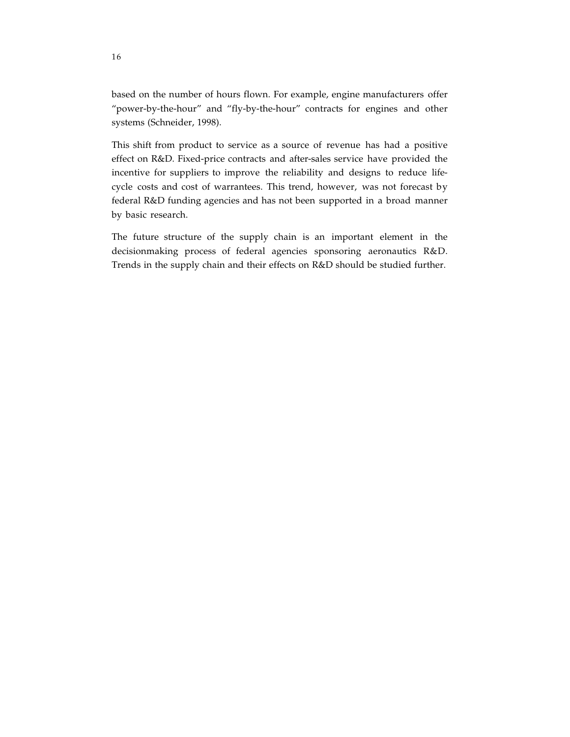based on the number of hours flown. For example, engine manufacturers offer "power-by-the-hour" and "fly-by-the-hour" contracts for engines and other systems (Schneider, 1998).

This shift from product to service as a source of revenue has had a positive effect on R&D. Fixed-price contracts and after-sales service have provided the incentive for suppliers to improve the reliability and designs to reduce life-cycle costs and cost of warrantees. This trend, however, was not forecast by federal R&D funding agencies and has not been supported in a broad manner by basic research.

The future structure of the supply chain is an important element in the decisionmaking process of federal agencies sponsoring aeronautics R&D. Trends in the supply chain and their effects on R&D should be studied further.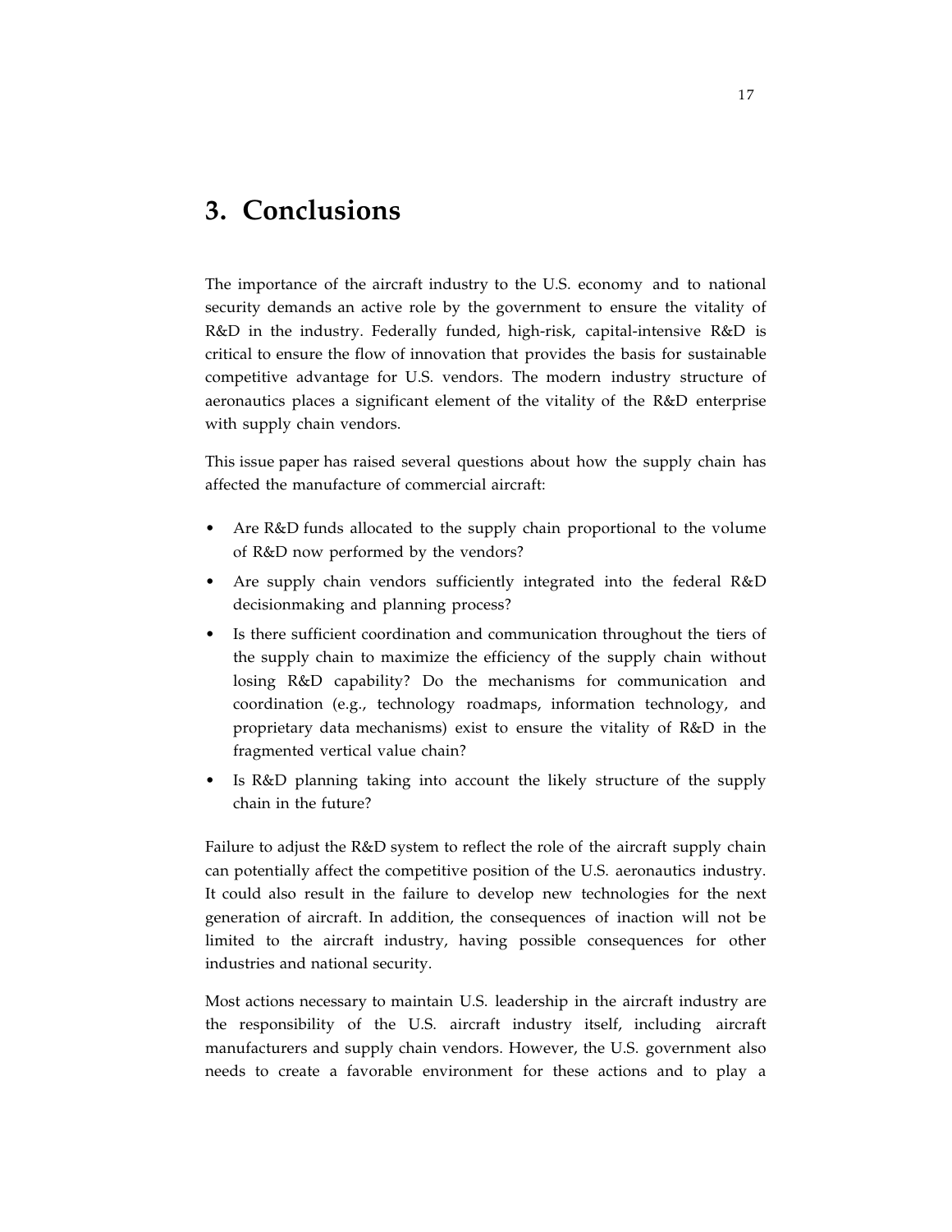# 3. Conclusions

The importance of the aircraft industry to the U.S. economy and to national security demands an active role by the government to ensure the vitality of R&D in the industry. Federally funded, high-risk, capital-intensive R&D is critical to ensure the flow of innovation that provides the basis for sustainable competitive advantage for U.S. vendors. The modern industry structure of aeronautics places a significant element of the vitality of the R&D enterprise with supply chain vendors.

This issue paper has raised several questions about how the supply chain has affected the manufacture of commercial aircraft:

- Are R&D funds allocated to the supply chain proportional to the volume of R&D now performed by the vendors?
- Are supply chain vendors sufficiently integrated into the federal R&D decisionmaking and planning process?
- Is there sufficient coordination and communication throughout the tiers of the supply chain to maximize the efficiency of the supply chain without losing R&D capability? Do the mechanisms for communication and coordination (e.g., technology roadmaps, information technology, and proprietary data mechanisms) exist to ensure the vitality of R&D in the fragmented vertical value chain?
- Is R&D planning taking into account the likely structure of the supply chain in the future?

Failure to adjust the R&D system to reflect the role of the aircraft supply chain can potentially affect the competitive position of the U.S. aeronautics industry. It could also result in the failure to develop new technologies for the next generation of aircraft. In addition, the consequences of inaction will not be limited to the aircraft industry, having possible consequences for other industries and national security.

Most actions necessary to maintain U.S. leadership in the aircraft industry are the responsibility of the U.S. aircraft industry itself, including aircraft manufacturers and supply chain vendors. However, the U.S. government also needs to create a favorable environment for these actions and to play a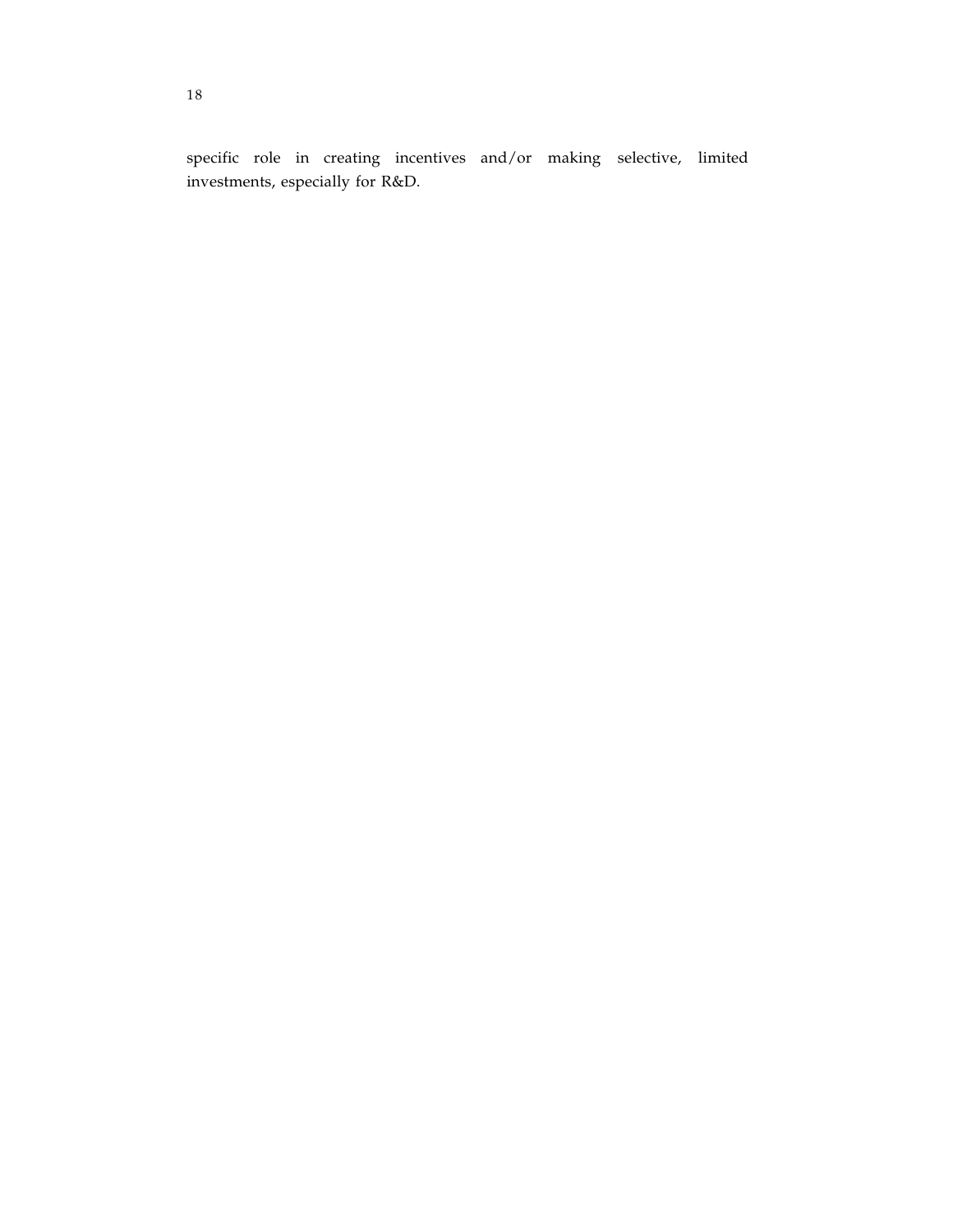specific role in creating incentives and/or making selective, limited investments, especially for R&D.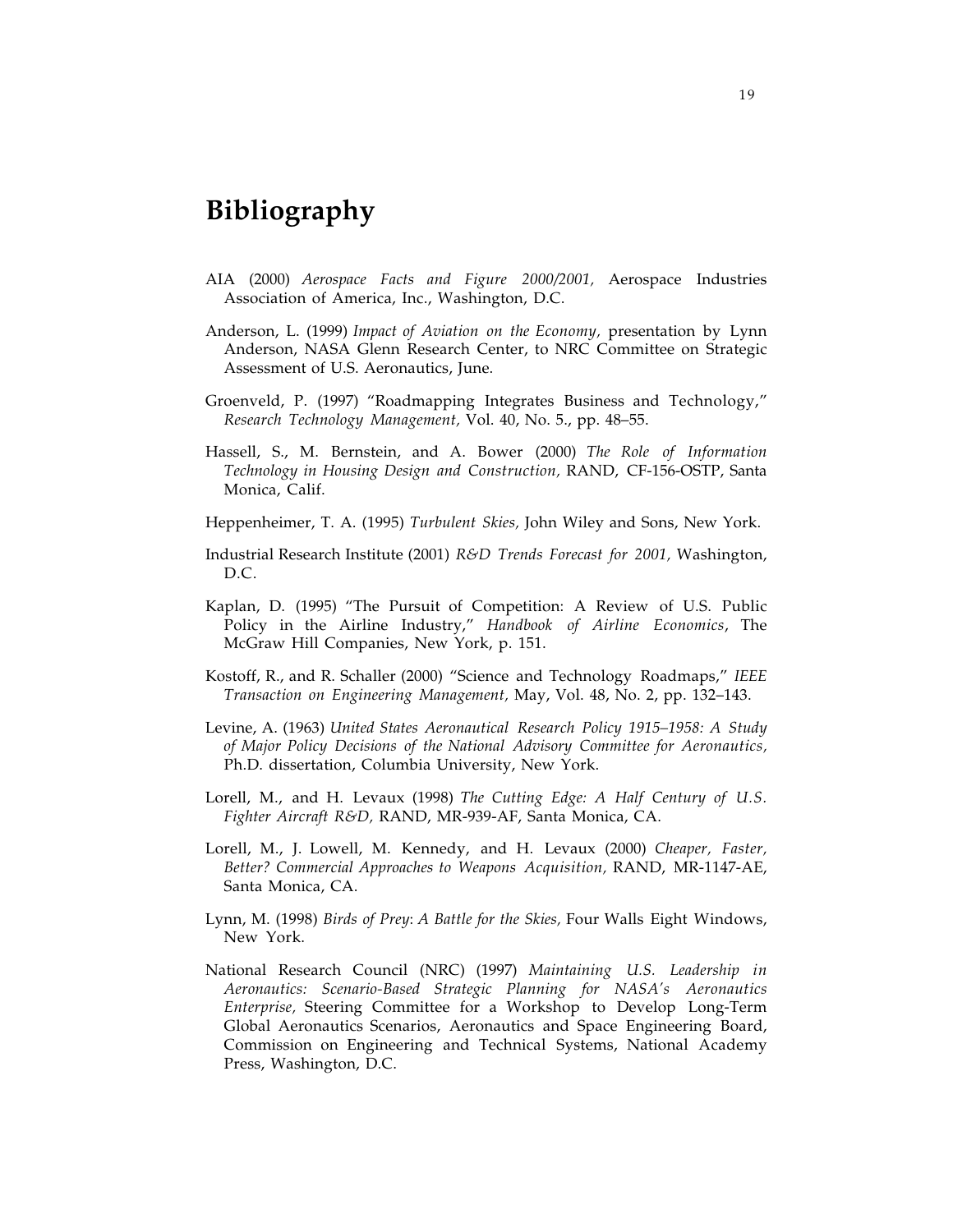# Bibliography

AIA (2000) *Aerospace Facts and Figure 2000/2001,* Aerospace Industries Association of America, Inc., Washington, D.C.

Anderson, L. (1999) *Impact of Aviation on the Economy,* presentation by Lynn Anderson, NASA Glenn Research Center, to NRC Committee on Strategic Assessment of U.S. Aeronautics, June.

Groenveld, P. (1997) "Roadmapping Integrates Business and Technology," *Research Technology Management,* Vol. 40, No. 5., pp. 48–55.

Hassell, S., M. Bernstein, and A. Bower (2000) *The Role of Information Technology in Housing Design and Construction,* RAND, CF-156-OSTP, Santa Monica, Calif.

Heppenheimer, T. A. (1995) *Turbulent Skies,* John Wiley and Sons, New York.

Industrial Research Institute (2001) *R&D Trends Forecast for 2001,* Washington, D.C.

Kaplan, D. (1995) "The Pursuit of Competition: A Review of U.S. Public Policy in the Airline Industry," *Handbook of Airline Economics*, The McGraw Hill Companies, New York, p. 151.

Kostoff, R., and R. Schaller (2000) "Science and Technology Roadmaps," *IEEE Transaction on Engineering Management,* May, Vol. 48, No. 2, pp. 132–143.

Levine, A. (1963) *United States Aeronautical Research Policy 1915–1958: A Study of Major Policy Decisions of the National Advisory Committee for Aeronautics,* Ph.D. dissertation, Columbia University, New York.

Lorell, M., and H. Levaux (1998) *The Cutting Edge: A Half Century of U.S. Fighter Aircraft R&D,* RAND, MR-939-AF, Santa Monica, CA.

Lorell, M., J. Lowell, M. Kennedy, and H. Levaux (2000) *Cheaper, Faster, Better? Commercial Approaches to Weapons Acquisition,* RAND, MR-1147-AE, Santa Monica, CA.

Lynn, M. (1998) *Birds of Prey: A Battle for the Skies,* Four Walls Eight Windows, New York.

National Research Council (NRC) (1997) *Maintaining U.S. Leadership in Aeronautics: Scenario-Based Strategic Planning for NASA's Aeronautics Enterprise,* Steering Committee for a Workshop to Develop Long-Term Global Aeronautics Scenarios, Aeronautics and Space Engineering Board, Commission on Engineering and Technical Systems, National Academy Press, Washington, D.C.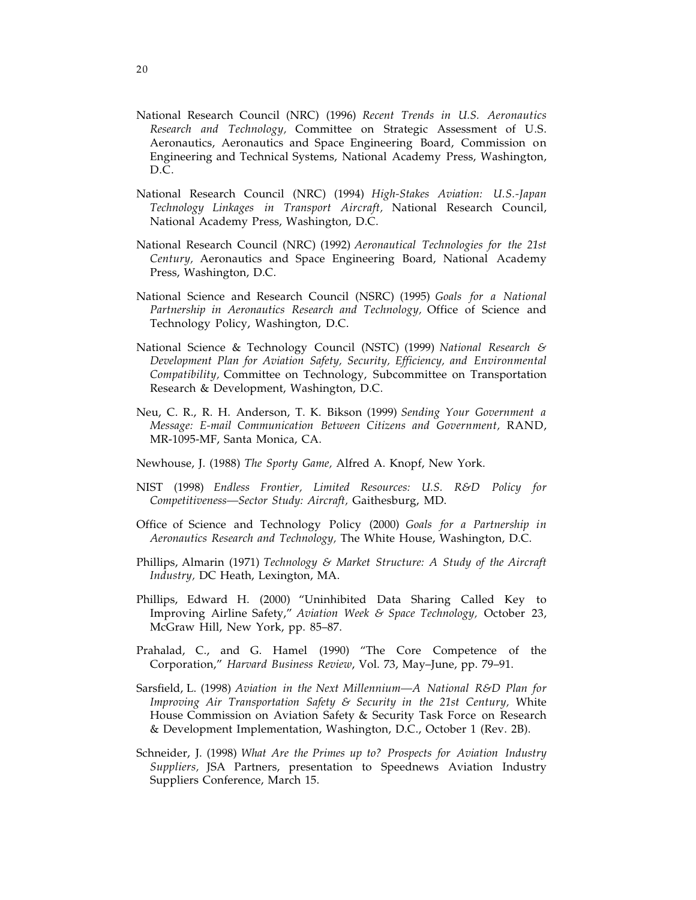National Research Council (NRC) (1996) *Recent Trends in U.S. Aeronautics Research and Technology*, Committee on Strategic Assessment of U.S. Aeronautics, Aeronautics and Space Engineering Board, Commission on Engineering and Technical Systems, National Academy Press, Washington, D.C.

National Research Council (NRC) (1994) *High-Stakes Aviation: U.S.-Japan Technology Linkages in Transport Aircraft,* National Research Council, National Academy Press, Washington, D.C.

National Research Council (NRC) (1992) *Aeronautical Technologies for the 21st Century,* Aeronautics and Space Engineering Board, National Academy Press, Washington, D.C.

National Science and Research Council (NSRC) (1995) *Goals for a National Partnership in Aeronautics Research and Technology,* Office of Science and Technology Policy, Washington, D.C.

National Science & Technology Council (NSTC) (1999) *National Research & Development Plan for Aviation Safety, Security, Efficiency, and Environmental Compatibility,* Committee on Technology, Subcommittee on Transportation Research & Development, Washington, D.C.

Neu, C. R., R. H. Anderson, T. K. Bikson (1999) *Sending Your Government a Message: E-mail Communication Between Citizens and Government,* RAND, MR-1095-MF, Santa Monica, CA.

Newhouse, J. (1988) *The Sporty Game,* Alfred A. Knopf, New York.

NIST (1998) *Endless Frontier, Limited Resources: U.S. R&D Policy for Competitiveness—Sector Study: Aircraft,* Gaithesburg, MD.

Office of Science and Technology Policy (2000) *Goals for a Partnership in Aeronautics Research and Technology,* The White House, Washington, D.C.

Phillips, Almarin (1971) *Technology & Market Structure: A Study of the Aircraft Industry,* DC Heath, Lexington, MA.

Phillips, Edward H. (2000) "Uninhibited Data Sharing Called Key to Improving Airline Safety," *Aviation Week & Space Technology,* October 23, McGraw Hill, New York, pp. 85–87.

Prahalad, C., and G. Hamel (1990) "The Core Competence of the Corporation," *Harvard Business Review*, Vol. 73, May–June, pp. 79–91.

Sarsfield, L. (1998) *Aviation in the Next Millennium—A National R&D Plan for Improving Air Transportation Safety & Security in the 21st Century,* White House Commission on Aviation Safety & Security Task Force on Research & Development Implementation, Washington, D.C., October 1 (Rev. 2B).

Schneider, J. (1998) *What Are the Primes up to? Prospects for Aviation Industry Suppliers,* JSA Partners, presentation to Speednews Aviation Industry Suppliers Conference, March 15.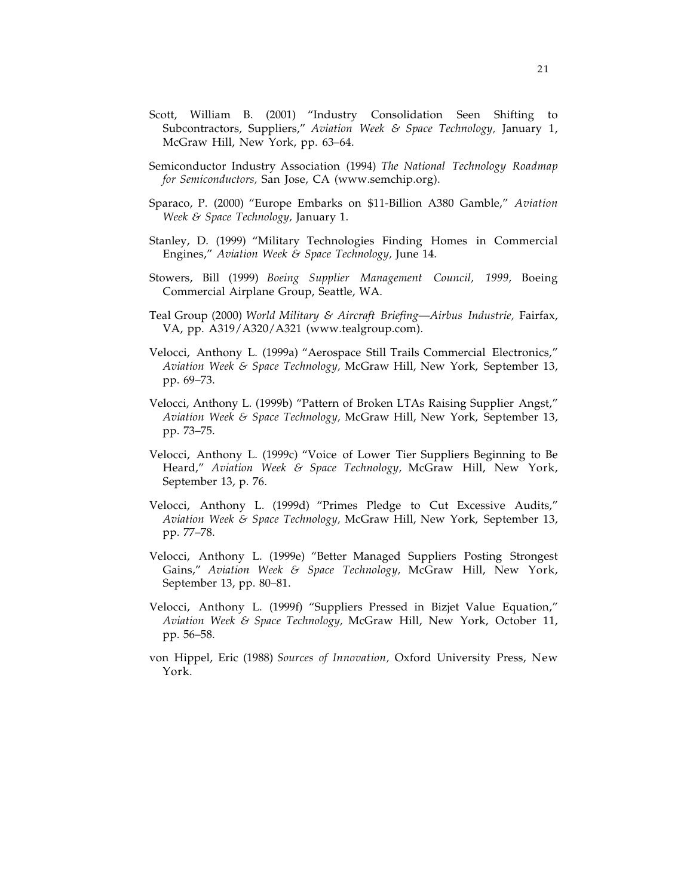Scott, William B. (2001) "Industry Consolidation Seen Shifting to Subcontractors, Suppliers," *Aviation Week & Space Technology,* January 1, McGraw Hill, New York, pp. 63–64.

Semiconductor Industry Association (1994) *The National Technology Roadmap for Semiconductors,* San Jose, CA (www.semchip.org).

Sparaco, P. (2000) "Europe Embarks on $11-Billion A380 Gamble," *Aviation Week & Space Technology,* January 1.

Stanley, D. (1999) "Military Technologies Finding Homes in Commercial Engines," *Aviation Week & Space Technology,* June 14.

Stowers, Bill (1999) *Boeing Supplier Management Council, 1999,* Boeing Commercial Airplane Group, Seattle, WA.

Teal Group (2000) *World Military & Aircraft Briefing—Airbus Industrie,* Fairfax, VA, pp. A319/A320/A321 (www.tealgroup.com).

Velocci, Anthony L. (1999a) "Aerospace Still Trails Commercial Electronics," *Aviation Week & Space Technology,* McGraw Hill, New York, September 13, pp. 69–73.

Velocci, Anthony L. (1999b) "Pattern of Broken LTAs Raising Supplier Angst," *Aviation Week & Space Technology,* McGraw Hill, New York, September 13, pp. 73–75.

Velocci, Anthony L. (1999c) "Voice of Lower Tier Suppliers Beginning to Be Heard," *Aviation Week & Space Technology,* McGraw Hill, New York, September 13, p. 76.

Velocci, Anthony L. (1999d) "Primes Pledge to Cut Excessive Audits," *Aviation Week & Space Technology,* McGraw Hill, New York, September 13, pp. 77–78.

Velocci, Anthony L. (1999e) "Better Managed Suppliers Posting Strongest Gains," *Aviation Week & Space Technology,* McGraw Hill, New York, September 13, pp. 80–81.

Velocci, Anthony L. (1999f) "Suppliers Pressed in Bizjet Value Equation," *Aviation Week & Space Technology,* McGraw Hill, New York, October 11, pp. 56–58.

von Hippel, Eric (1988) *Sources of Innovation,* Oxford University Press, New York.